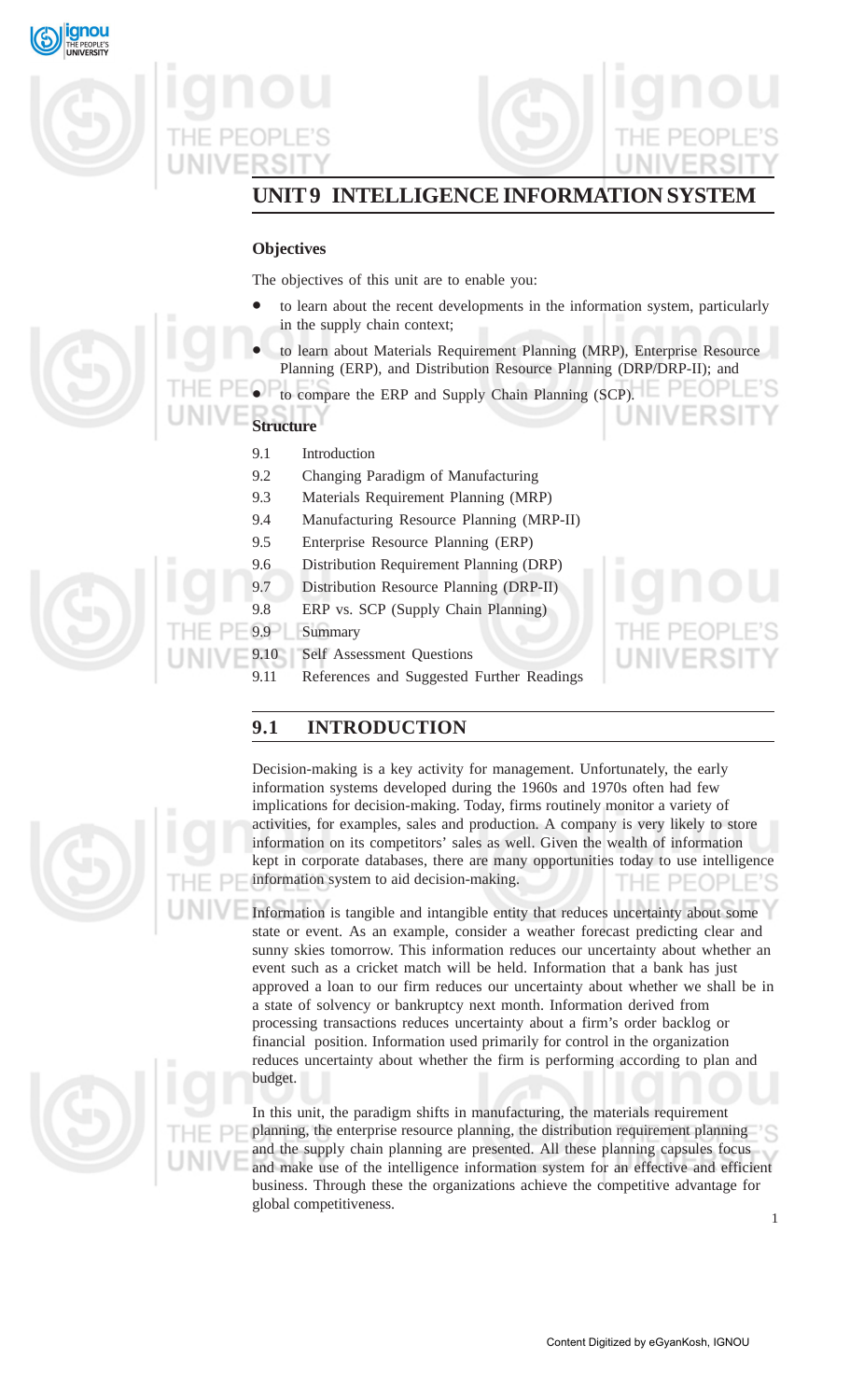# UNIT 9 INTELLIGENCE INFORMATION SYSTEM

## Objectives

The objectives of this unit are to enable you:

- to learn about the recent developments in the information system, particularly in the supply chain context;
- to learn about Materials Requirement Planning (MRP), Enterprise Resource Planning (ERP), and Distribution Resource Planning (DRP/DRP-II); and
- to compare the ERP and Supply Chain Planning (SCP).

## Structure

9.1 Introduction
9.2 Changing Paradigm of Manufacturing
9.3 Materials Requirement Planning (MRP)
9.4 Manufacturing Resource Planning (MRP-II)
9.5 Enterprise Resource Planning (ERP)
9.6 Distribution Requirement Planning (DRP)
9.7 Distribution Resource Planning (DRP-II)
9.8 ERP vs. SCP (Supply Chain Planning)
9.9 Summary
9.10 Self Assessment Questions
9.11 References and Suggested Further Readings

## 9.1 INTRODUCTION

Decision-making is a key activity for management. Unfortunately, the early information systems developed during the 1960s and 1970s often had few implications for decision-making. Today, firms routinely monitor a variety of activities, for examples, sales and production. A company is very likely to store information on its competitors' sales as well. Given the wealth of information kept in corporate databases, there are many opportunities today to use intelligence information system to aid decision-making.

Information is tangible and intangible entity that reduces uncertainty about some state or event. As an example, consider a weather forecast predicting clear and sunny skies tomorrow. This information reduces our uncertainty about whether an event such as a cricket match will be held. Information that a bank has just approved a loan to our firm reduces our uncertainty about whether we shall be in a state of solvency or bankruptcy next month. Information derived from processing transactions reduces uncertainty about a firm's order backlog or financial position. Information used primarily for control in the organization reduces uncertainty about whether the firm is performing according to plan and budget.

In this unit, the paradigm shifts in manufacturing, the materials requirement planning, the enterprise resource planning, the distribution requirement planning and the supply chain planning are presented. All these planning capsules focus and make use of the intelligence information system for an effective and efficient business. Through these the organizations achieve the competitive advantage for global competitiveness.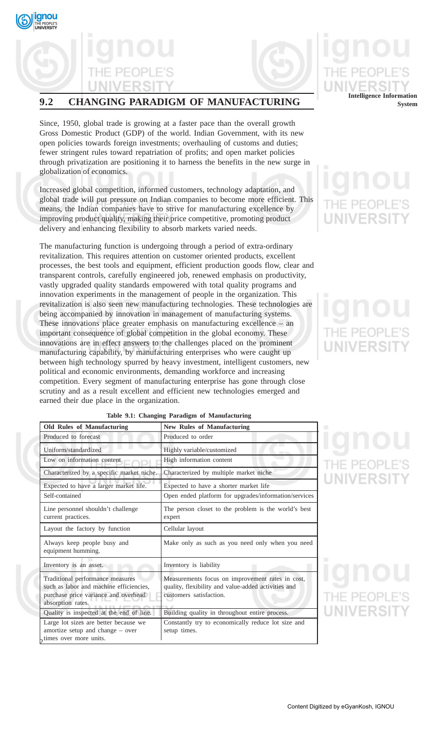## 9.2 CHANGING PARADIGM OF MANUFACTURING

Since, 1950, global trade is growing at a faster pace than the overall growth Gross Domestic Product (GDP) of the world. Indian Government, with its new open policies towards foreign investments; overhauling of customs and duties; fewer stringent rules toward repatriation of profits; and open market policies through privatization are positioning it to harness the benefits in the new surge in globalization of economics.

Increased global competition, informed customers, technology adaptation, and global trade will put pressure on Indian companies to become more efficient. This means, the Indian companies have to strive for manufacturing excellence by improving product quality, making their price competitive, promoting product delivery and enhancing flexibility to absorb markets varied needs.

The manufacturing function is undergoing through a period of extra-ordinary revitalization. This requires attention on customer oriented products, excellent processes, the best tools and equipment, efficient production goods flow, clear and transparent controls, carefully engineered job, renewed emphasis on productivity, vastly upgraded quality standards empowered with total quality programs and innovation experiments in the management of people in the organization. This revitalization is also seen new manufacturing technologies. These technologies are being accompanied by innovation in management of manufacturing systems. These innovations place greater emphasis on manufacturing excellence – an important consequence of global competition in the global economy. These innovations are in effect answers to the challenges placed on the prominent manufacturing capability, by manufacturing enterprises who were caught up between high technology spurred by heavy investment, intelligent customers, new political and economic environments, demanding workforce and increasing competition. Every segment of manufacturing enterprise has gone through close scrutiny and as a result excellent and efficient new technologies emerged and earned their due place in the organization.

**Table 9.1: Changing Paradigm of Manufacturing**

| Old Rules of Manufacturing | New Rules of Manufacturing |
|---|---|
| Produced to forecast | Produced to order |
| Uniform/standardized | Highly variable/customized |
| Low on information content | High information content |
| Characterized by a specific market niche. | Characterized by multiple market niche |
| Expected to have a larger market life. | Expected to have a shorter market life |
| Self-contained | Open ended platform for upgrades/information/services |
| Line personnel shouldn't challenge current practices. | The person closet to the problem is the world's best expert |
| Layout the factory by function | Cellular layout |
| Always keep people busy and equipment humming. | Make only as such as you need only when you need |
| Inventory is an asset. | Inventory is liability |
| Traditional performance measures such as labor and machine efficiencies, purchase price variance and overhead absorption rates. | Measurements focus on improvement rates in cost, quality, flexibility and value-added activities and customers satisfaction. |
| Quality is inspected at the end of line. | Building quality in throughout entire process. |
| Large lot sizes are better because we amortize setup and change – over times over more units. | Constantly try to economically reduce lot size and setup times. |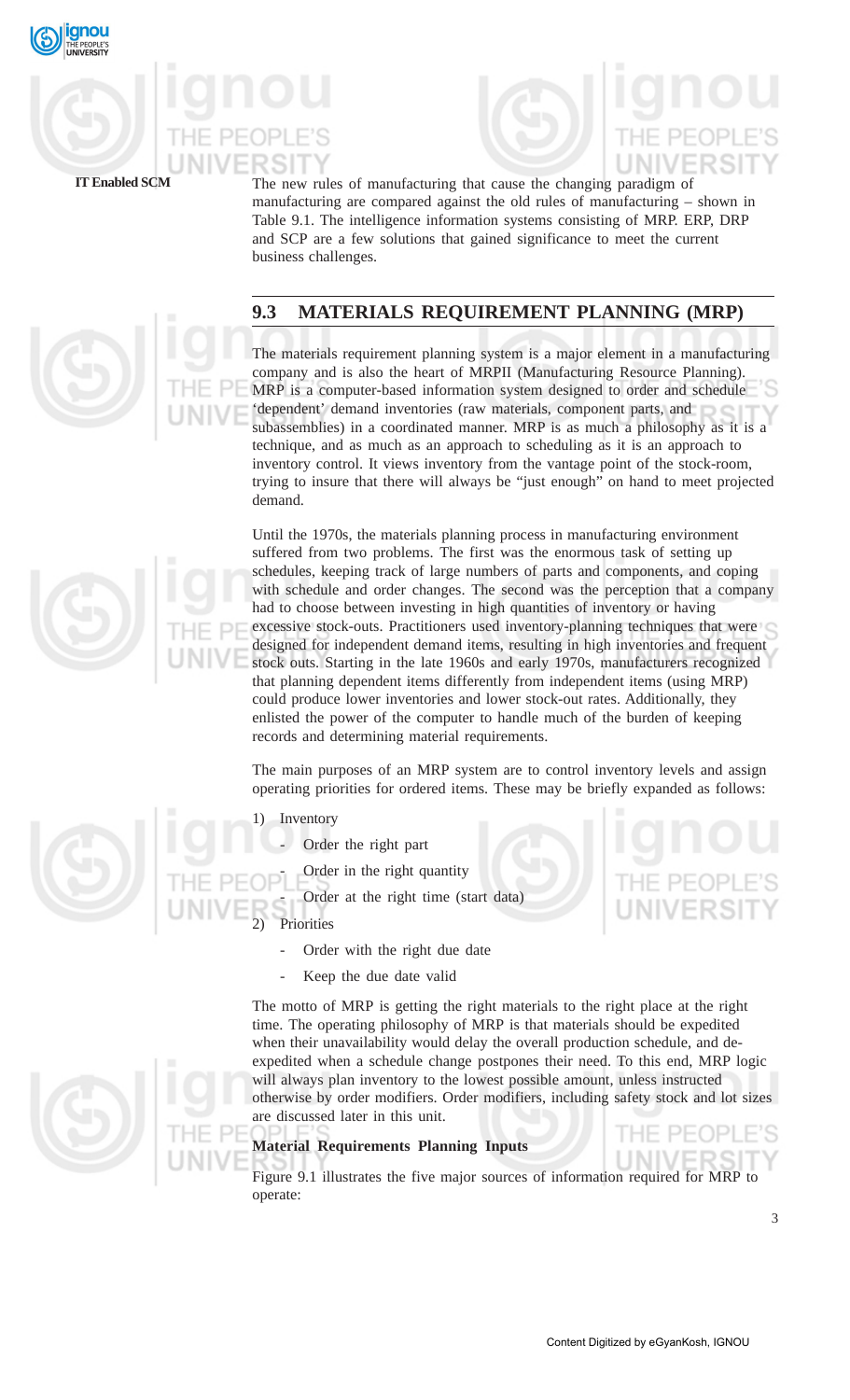The new rules of manufacturing that cause the changing paradigm of manufacturing are compared against the old rules of manufacturing – shown in Table 9.1. The intelligence information systems consisting of MRP. ERP, DRP and SCP are a few solutions that gained significance to meet the current business challenges.

## 9.3 MATERIALS REQUIREMENT PLANNING (MRP)

The materials requirement planning system is a major element in a manufacturing company and is also the heart of MRPII (Manufacturing Resource Planning). MRP is a computer-based information system designed to order and schedule 'dependent' demand inventories (raw materials, component parts, and subassemblies) in a coordinated manner. MRP is as much a philosophy as it is a technique, and as much as an approach to scheduling as it is an approach to inventory control. It views inventory from the vantage point of the stock-room, trying to insure that there will always be "just enough" on hand to meet projected demand.

Until the 1970s, the materials planning process in manufacturing environment suffered from two problems. The first was the enormous task of setting up schedules, keeping track of large numbers of parts and components, and coping with schedule and order changes. The second was the perception that a company had to choose between investing in high quantities of inventory or having excessive stock-outs. Practitioners used inventory-planning techniques that were designed for independent demand items, resulting in high inventories and frequent stock outs. Starting in the late 1960s and early 1970s, manufacturers recognized that planning dependent items differently from independent items (using MRP) could produce lower inventories and lower stock-out rates. Additionally, they enlisted the power of the computer to handle much of the burden of keeping records and determining material requirements.

The main purposes of an MRP system are to control inventory levels and assign operating priorities for ordered items. These may be briefly expanded as follows:

1) Inventory
   - Order the right part
   - Order in the right quantity
   - Order at the right time (start data)
2) Priorities
   - Order with the right due date
   - Keep the due date valid

The motto of MRP is getting the right materials to the right place at the right time. The operating philosophy of MRP is that materials should be expedited when their unavailability would delay the overall production schedule, and de-expedited when a schedule change postpones their need. To this end, MRP logic will always plan inventory to the lowest possible amount, unless instructed otherwise by order modifiers. Order modifiers, including safety stock and lot sizes are discussed later in this unit.

**Material Requirements Planning Inputs**

Figure 9.1 illustrates the five major sources of information required for MRP to operate: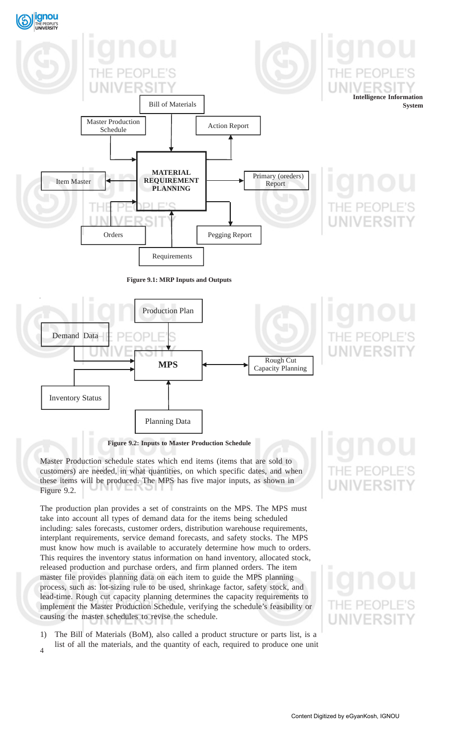Figure 9.1: MRP Inputs and Outputs

Figure 9.2: Inputs to Master Production Schedule

Master Production schedule states which end items (items that are sold to customers) are needed, in what quantities, on which specific dates, and when these items will be produced. The MPS has five major inputs, as shown in Figure 9.2.

The production plan provides a set of constraints on the MPS. The MPS must take into account all types of demand data for the items being scheduled including: sales forecasts, customer orders, distribution warehouse requirements, interplant requirements, service demand forecasts, and safety stocks. The MPS must know how much is available to accurately determine how much to orders. This requires the inventory status information on hand inventory, allocated stock, released production and purchase orders, and firm planned orders. The item master file provides planning data on each item to guide the MPS planning process, such as: lot-sizing rule to be used, shrinkage factor, safety stock, and lead-time. Rough cut capacity planning determines the capacity requirements to implement the Master Production Schedule, verifying the schedule's feasibility or causing the master schedules to revise the schedule.

1) The Bill of Materials (BoM), also called a product structure or parts list, is a list of all the materials, and the quantity of each, required to produce one unit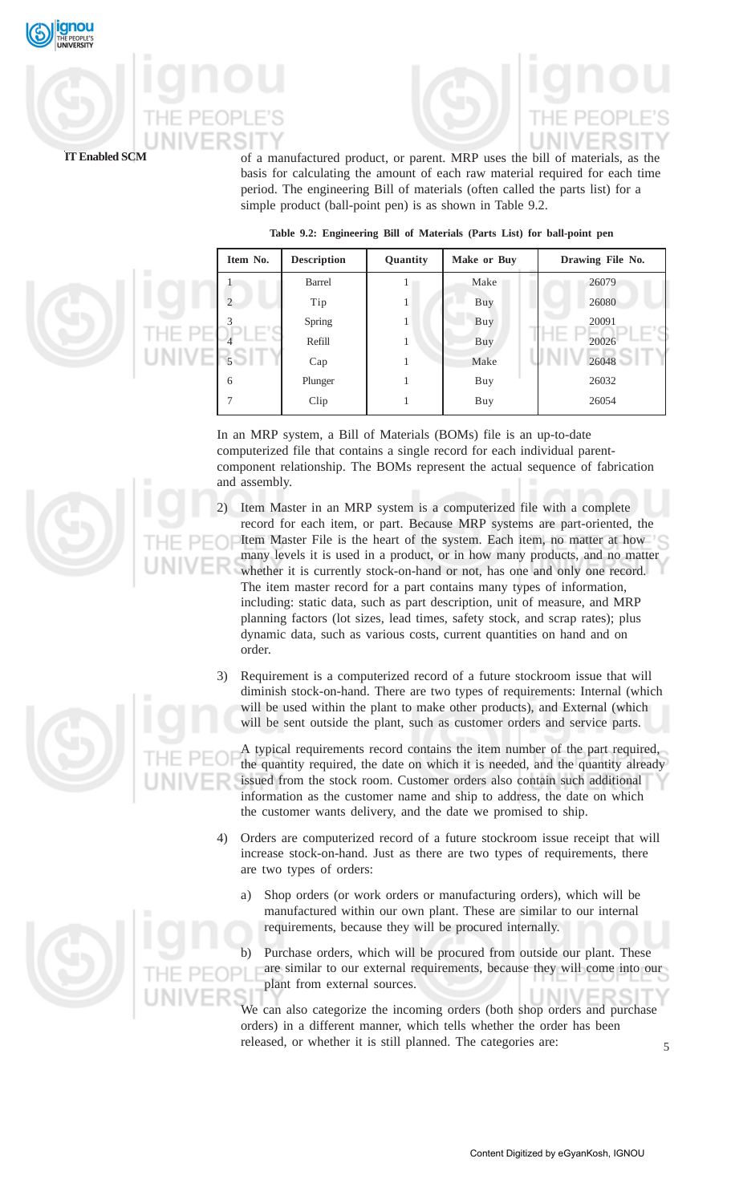of a manufactured product, or parent. MRP uses the bill of materials, as the basis for calculating the amount of each raw material required for each time period. The engineering Bill of materials (often called the parts list) for a simple product (ball-point pen) is as shown in Table 9.2.

**Table 9.2: Engineering Bill of Materials (Parts List) for ball-point pen**

| Item No. | Description | Quantity | Make or Buy | Drawing File No. |
|---|---|---|---|---|
| 1 | Barrel | 1 | Make | 26079 |
| 2 | Tip | 1 | Buy | 26080 |
| 3 | Spring | 1 | Buy | 20091 |
| 4 | Refill | 1 | Buy | 20026 |
| 5 | Cap | 1 | Make | 26048 |
| 6 | Plunger | 1 | Buy | 26032 |
| 7 | Clip | 1 | Buy | 26054 |

In an MRP system, a Bill of Materials (BOMs) file is an up-to-date computerized file that contains a single record for each individual parent-component relationship. The BOMs represent the actual sequence of fabrication and assembly.

2) Item Master in an MRP system is a computerized file with a complete record for each item, or part. Because MRP systems are part-oriented, the Item Master File is the heart of the system. Each item, no matter at how many levels it is used in a product, or in how many products, and no matter whether it is currently stock-on-hand or not, has one and only one record. The item master record for a part contains many types of information, including: static data, such as part description, unit of measure, and MRP planning factors (lot sizes, lead times, safety stock, and scrap rates); plus dynamic data, such as various costs, current quantities on hand and on order.

3) Requirement is a computerized record of a future stockroom issue that will diminish stock-on-hand. There are two types of requirements: Internal (which will be used within the plant to make other products), and External (which will be sent outside the plant, such as customer orders and service parts.

   A typical requirements record contains the item number of the part required, the quantity required, the date on which it is needed, and the quantity already issued from the stock room. Customer orders also contain such additional information as the customer name and ship to address, the date on which the customer wants delivery, and the date we promised to ship.

4) Orders are computerized record of a future stockroom issue receipt that will increase stock-on-hand. Just as there are two types of requirements, there are two types of orders:

   a) Shop orders (or work orders or manufacturing orders), which will be manufactured within our own plant. These are similar to our internal requirements, because they will be procured internally.

   b) Purchase orders, which will be procured from outside our plant. These are similar to our external requirements, because they will come into our plant from external sources.

   We can also categorize the incoming orders (both shop orders and purchase orders) in a different manner, which tells whether the order has been released, or whether it is still planned. The categories are: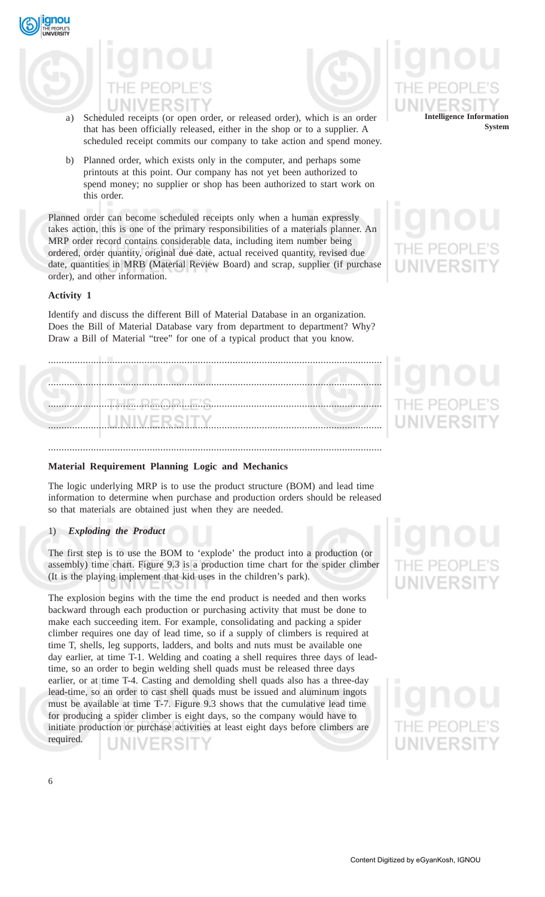a) Scheduled receipts (or open order, or released order), which is an order that has been officially released, either in the shop or to a supplier. A scheduled receipt commits our company to take action and spend money.

b) Planned order, which exists only in the computer, and perhaps some printouts at this point. Our company has not yet been authorized to spend money; no supplier or shop has been authorized to start work on this order.

Planned order can become scheduled receipts only when a human expressly takes action, this is one of the primary responsibilities of a materials planner. An MRP order record contains considerable data, including item number being ordered, order quantity, original due date, actual received quantity, revised due date, quantities in MRB (Material Review Board) and scrap, supplier (if purchase order), and other information.

**Activity 1**

Identify and discuss the different Bill of Material Database in an organization. Does the Bill of Material Database vary from department to department? Why? Draw a Bill of Material "tree" for one of a typical product that you know.

...........................................................................................................................

...........................................................................................................................

...........................................................................................................................

...........................................................................................................................

...........................................................................................................................

**Material Requirement Planning Logic and Mechanics**

The logic underlying MRP is to use the product structure (BOM) and lead time information to determine when purchase and production orders should be released so that materials are obtained just when they are needed.

1) ***Exploding the Product***

The first step is to use the BOM to 'explode' the product into a production (or assembly) time chart. Figure 9.3 is a production time chart for the spider climber (It is the playing implement that kid uses in the children's park).

The explosion begins with the time the end product is needed and then works backward through each production or purchasing activity that must be done to make each succeeding item. For example, consolidating and packing a spider climber requires one day of lead time, so if a supply of climbers is required at time T, shells, leg supports, ladders, and bolts and nuts must be available one day earlier, at time T-1. Welding and coating a shell requires three days of lead-time, so an order to begin welding shell quads must be released three days earlier, or at time T-4. Casting and demolding shell quads also has a three-day lead-time, so an order to cast shell quads must be issued and aluminum ingots must be available at time T-7. Figure 9.3 shows that the cumulative lead time for producing a spider climber is eight days, so the company would have to initiate production or purchase activities at least eight days before climbers are required.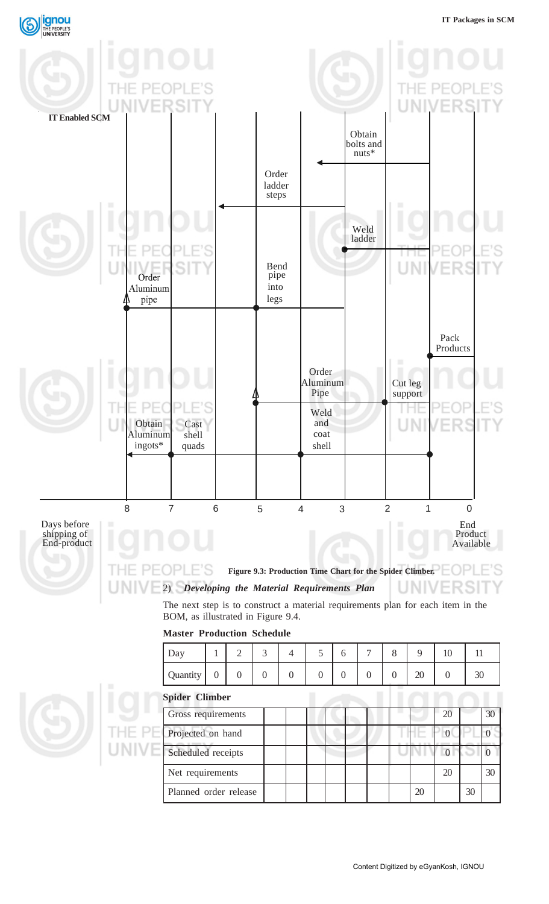**Figure 9.3: Production Time Chart for the Spider Climber.**

2) ***Developing the Material Requirements Plan***

The next step is to construct a material requirements plan for each item in the BOM, as illustrated in Figure 9.4.

**Master Production Schedule**

| Day | 1 | 2 | 3 | 4 | 5 | 6 | 7 | 8 | 9 | 10 | 11 |
|---|---|---|---|---|---|---|---|---|---|---|---|
| Quantity | 0 | 0 | 0 | 0 | 0 | 0 | 0 | 0 | 20 | 0 | 30 |

**Spider Climber**

| | | | | | | | | | | | |
|---|---|---|---|---|---|---|---|---|---|---|---|
| Gross requirements | | | | | | | | | 20 | | 30 |
| Projected on hand | | | | | | | | | 0 | | 0 |
| Scheduled receipts | | | | | | | | | 0 | | 0 |
| Net requirements | | | | | | | | | 20 | | 30 |
| Planned order release | | | | | | | | 20 | | 30 | |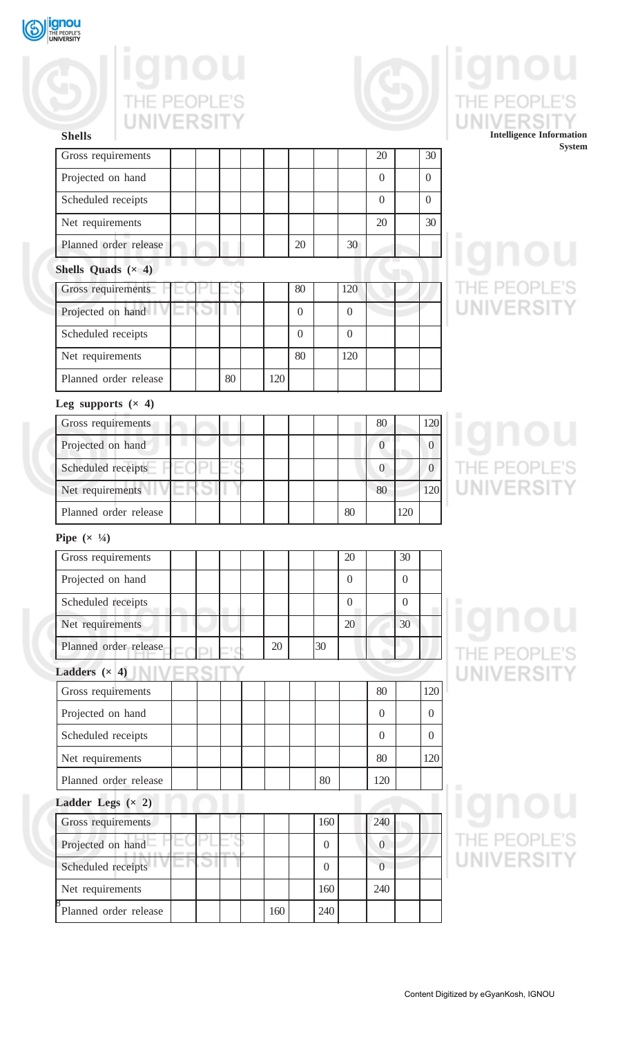**Shells**

| Gross requirements | | | | | | | | | 20 | | 30 |
|---|---|---|---|---|---|---|---|---|---|---|---|
| Projected on hand | | | | | | | | | 0 | | 0 |
| Scheduled receipts | | | | | | | | | 0 | | 0 |
| Net requirements | | | | | | | | | 20 | | 30 |
| Planned order release | | | | | | 20 | | 30 | | | |

**Shells Quads (× 4)**

| Gross requirements | | | | | | 80 | | 120 | | | |
|---|---|---|---|---|---|---|---|---|---|---|---|
| Projected on hand | | | | | | 0 | | 0 | | | |
| Scheduled receipts | | | | | | 0 | | 0 | | | |
| Net requirements | | | | | | 80 | | 120 | | | |
| Planned order release | | | 80 | | 120 | | | | | | |

**Leg supports (× 4)**

| Gross requirements | | | | | | | | | 80 | | 120 |
|---|---|---|---|---|---|---|---|---|---|---|---|
| Projected on hand | | | | | | | | | 0 | | 0 |
| Scheduled receipts | | | | | | | | | 0 | | 0 |
| Net requirements | | | | | | | | | 80 | | 120 |
| Planned order release | | | | | | | | 80 | | 120 | |

**Pipe (× ¼)**

| Gross requirements | | | | | | | | 20 | | 30 | |
|---|---|---|---|---|---|---|---|---|---|---|---|
| Projected on hand | | | | | | | | 0 | | 0 | |
| Scheduled receipts | | | | | | | | 0 | | 0 | |
| Net requirements | | | | | | | | 20 | | 30 | |
| Planned order release | | | | | 20 | | 30 | | | | |

**Ladders (× 4)**

| Gross requirements | | | | | | | | | 80 | | 120 |
|---|---|---|---|---|---|---|---|---|---|---|---|
| Projected on hand | | | | | | | | | 0 | | 0 |
| Scheduled receipts | | | | | | | | | 0 | | 0 |
| Net requirements | | | | | | | | | 80 | | 120 |
| Planned order release | | | | | | | 80 | | 120 | | |

**Ladder Legs (× 2)**

| Gross requirements | | | | | | | 160 | | 240 | | |
|---|---|---|---|---|---|---|---|---|---|---|---|
| Projected on hand | | | | | | | 0 | | 0 | | |
| Scheduled receipts | | | | | | | 0 | | 0 | | |
| Net requirements | | | | | | | 160 | | 240 | | |
| Planned order release | | | | | 160 | | 240 | | | | |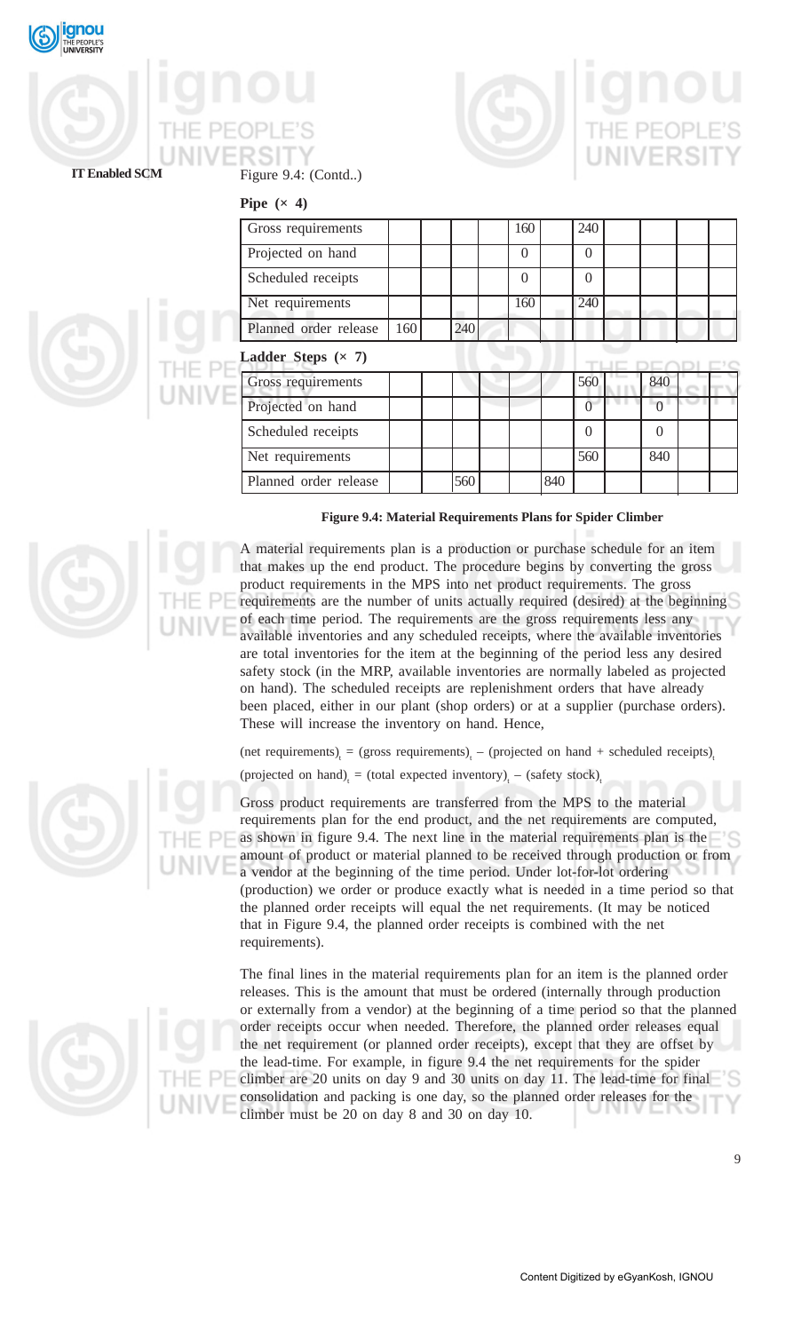Figure 9.4: (Contd..)

**Pipe (× 4)**

| Gross requirements | | | | | 160 | | 240 | | | | |
|---|---|---|---|---|---|---|---|---|---|---|---|
| Projected on hand | | | | | 0 | | 0 | | | | |
| Scheduled receipts | | | | | 0 | | 0 | | | | |
| Net requirements | | | | | 160 | | 240 | | | | |
| Planned order release | 160 | | 240 | | | | | | | | |

**Ladder Steps (× 7)**

| Gross requirements | | | | | | | 560 | | 840 | | |
|---|---|---|---|---|---|---|---|---|---|---|---|
| Projected on hand | | | | | | | 0 | | 0 | | |
| Scheduled receipts | | | | | | | 0 | | 0 | | |
| Net requirements | | | | | | | 560 | | 840 | | |
| Planned order release | | | 560 | | | 840 | | | | | |

**Figure 9.4: Material Requirements Plans for Spider Climber**

A material requirements plan is a production or purchase schedule for an item that makes up the end product. The procedure begins by converting the gross product requirements in the MPS into net product requirements. The gross requirements are the number of units actually required (desired) at the beginning of each time period. The requirements are the gross requirements less any available inventories and any scheduled receipts, where the available inventories are total inventories for the item at the beginning of the period less any desired safety stock (in the MRP, available inventories are normally labeled as projected on hand). The scheduled receipts are replenishment orders that have already been placed, either in our plant (shop orders) or at a supplier (purchase orders). These will increase the inventory on hand. Hence,

$$(\text{net requirements})_t = (\text{gross requirements})_t - (\text{projected on hand} + \text{scheduled receipts})_t$$

$$(\text{projected on hand})_t = (\text{total expected inventory})_t - (\text{safety stock})_t$$

Gross product requirements are transferred from the MPS to the material requirements plan for the end product, and the net requirements are computed, as shown in figure 9.4. The next line in the material requirements plan is the amount of product or material planned to be received through production or from a vendor at the beginning of the time period. Under lot-for-lot ordering (production) we order or produce exactly what is needed in a time period so that the planned order receipts will equal the net requirements. (It may be noticed that in Figure 9.4, the planned order receipts is combined with the net requirements).

The final lines in the material requirements plan for an item is the planned order releases. This is the amount that must be ordered (internally through production or externally from a vendor) at the beginning of a time period so that the planned order receipts occur when needed. Therefore, the planned order releases equal the net requirement (or planned order receipts), except that they are offset by the lead-time. For example, in figure 9.4 the net requirements for the spider climber are 20 units on day 9 and 30 units on day 11. The lead-time for final consolidation and packing is one day, so the planned order releases for the climber must be 20 on day 8 and 30 on day 10.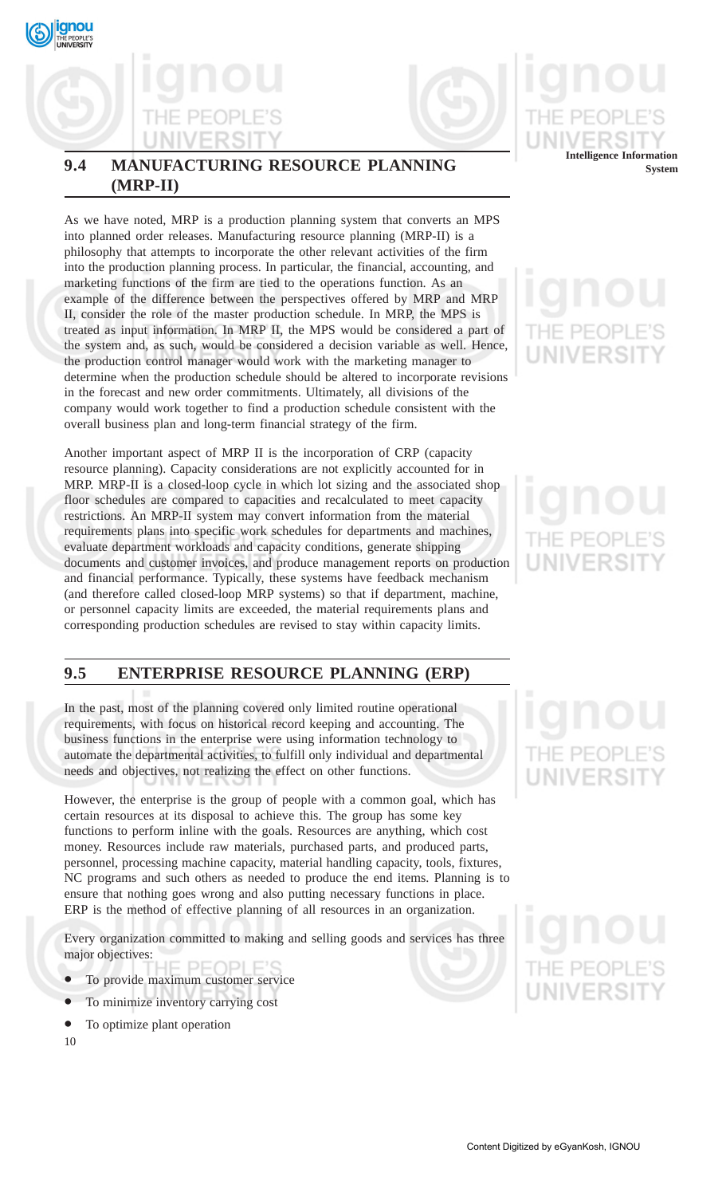## 9.4 MANUFACTURING RESOURCE PLANNING (MRP-II)

As we have noted, MRP is a production planning system that converts an MPS into planned order releases. Manufacturing resource planning (MRP-II) is a philosophy that attempts to incorporate the other relevant activities of the firm into the production planning process. In particular, the financial, accounting, and marketing functions of the firm are tied to the operations function. As an example of the difference between the perspectives offered by MRP and MRP II, consider the role of the master production schedule. In MRP, the MPS is treated as input information. In MRP II, the MPS would be considered a part of the system and, as such, would be considered a decision variable as well. Hence, the production control manager would work with the marketing manager to determine when the production schedule should be altered to incorporate revisions in the forecast and new order commitments. Ultimately, all divisions of the company would work together to find a production schedule consistent with the overall business plan and long-term financial strategy of the firm.

Another important aspect of MRP II is the incorporation of CRP (capacity resource planning). Capacity considerations are not explicitly accounted for in MRP. MRP-II is a closed-loop cycle in which lot sizing and the associated shop floor schedules are compared to capacities and recalculated to meet capacity restrictions. An MRP-II system may convert information from the material requirements plans into specific work schedules for departments and machines, evaluate department workloads and capacity conditions, generate shipping documents and customer invoices, and produce management reports on production and financial performance. Typically, these systems have feedback mechanism (and therefore called closed-loop MRP systems) so that if department, machine, or personnel capacity limits are exceeded, the material requirements plans and corresponding production schedules are revised to stay within capacity limits.

## 9.5 ENTERPRISE RESOURCE PLANNING (ERP)

In the past, most of the planning covered only limited routine operational requirements, with focus on historical record keeping and accounting. The business functions in the enterprise were using information technology to automate the departmental activities, to fulfill only individual and departmental needs and objectives, not realizing the effect on other functions.

However, the enterprise is the group of people with a common goal, which has certain resources at its disposal to achieve this. The group has some key functions to perform inline with the goals. Resources are anything, which cost money. Resources include raw materials, purchased parts, and produced parts, personnel, processing machine capacity, material handling capacity, tools, fixtures, NC programs and such others as needed to produce the end items. Planning is to ensure that nothing goes wrong and also putting necessary functions in place. ERP is the method of effective planning of all resources in an organization.

Every organization committed to making and selling goods and services has three major objectives:

- To provide maximum customer service
- To minimize inventory carrying cost
- To optimize plant operation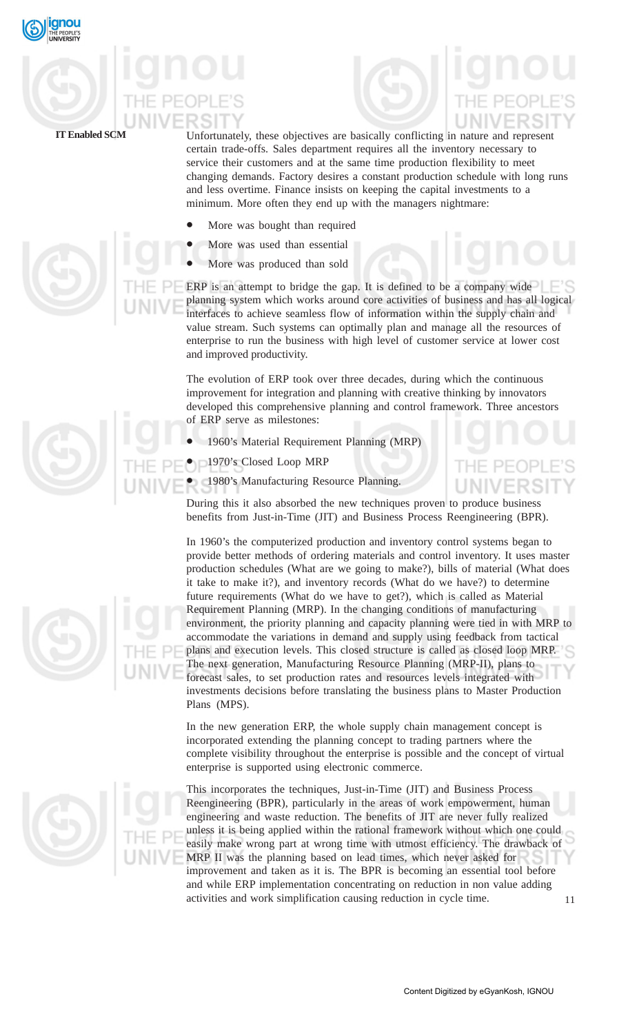Unfortunately, these objectives are basically conflicting in nature and represent certain trade-offs. Sales department requires all the inventory necessary to service their customers and at the same time production flexibility to meet changing demands. Factory desires a constant production schedule with long runs and less overtime. Finance insists on keeping the capital investments to a minimum. More often they end up with the managers nightmare:

- More was bought than required
- More was used than essential
- More was produced than sold

ERP is an attempt to bridge the gap. It is defined to be a company wide planning system which works around core activities of business and has all logical interfaces to achieve seamless flow of information within the supply chain and value stream. Such systems can optimally plan and manage all the resources of enterprise to run the business with high level of customer service at lower cost and improved productivity.

The evolution of ERP took over three decades, during which the continuous improvement for integration and planning with creative thinking by innovators developed this comprehensive planning and control framework. Three ancestors of ERP serve as milestones:

- 1960's Material Requirement Planning (MRP)
- 1970's Closed Loop MRP
- 1980's Manufacturing Resource Planning.

During this it also absorbed the new techniques proven to produce business benefits from Just-in-Time (JIT) and Business Process Reengineering (BPR).

In 1960's the computerized production and inventory control systems began to provide better methods of ordering materials and control inventory. It uses master production schedules (What are we going to make?), bills of material (What does it take to make it?), and inventory records (What do we have?) to determine future requirements (What do we have to get?), which is called as Material Requirement Planning (MRP). In the changing conditions of manufacturing environment, the priority planning and capacity planning were tied in with MRP to accommodate the variations in demand and supply using feedback from tactical plans and execution levels. This closed structure is called as closed loop MRP. The next generation, Manufacturing Resource Planning (MRP-II), plans to forecast sales, to set production rates and resources levels integrated with investments decisions before translating the business plans to Master Production Plans (MPS).

In the new generation ERP, the whole supply chain management concept is incorporated extending the planning concept to trading partners where the complete visibility throughout the enterprise is possible and the concept of virtual enterprise is supported using electronic commerce.

This incorporates the techniques, Just-in-Time (JIT) and Business Process Reengineering (BPR), particularly in the areas of work empowerment, human engineering and waste reduction. The benefits of JIT are never fully realized unless it is being applied within the rational framework without which one could easily make wrong part at wrong time with utmost efficiency. The drawback of MRP II was the planning based on lead times, which never asked for improvement and taken as it is. The BPR is becoming an essential tool before and while ERP implementation concentrating on reduction in non value adding activities and work simplification causing reduction in cycle time.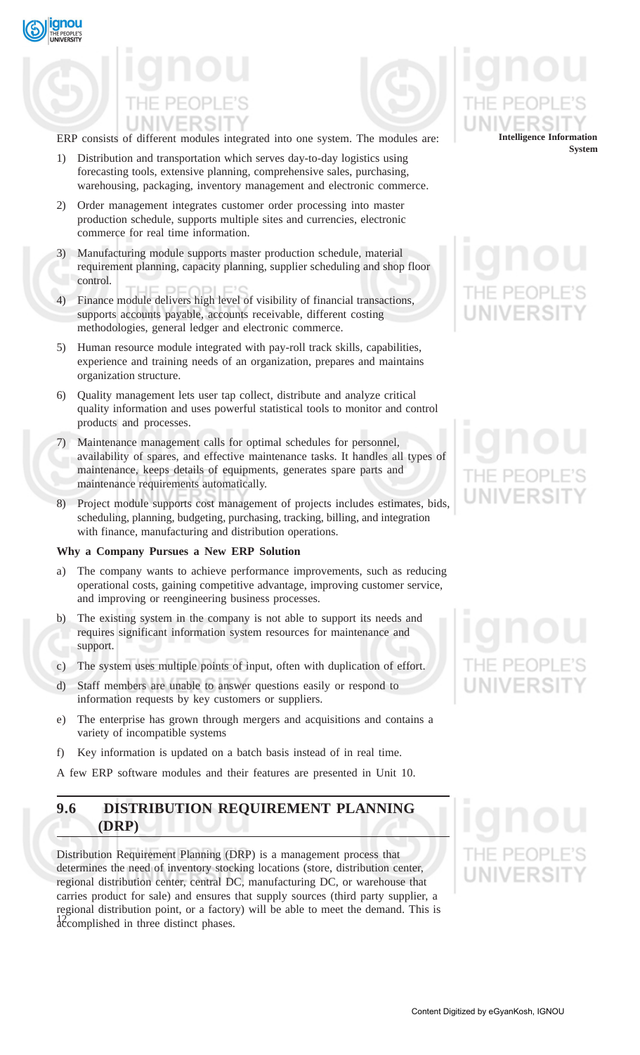ERP consists of different modules integrated into one system. The modules are:

1) Distribution and transportation which serves day-to-day logistics using forecasting tools, extensive planning, comprehensive sales, purchasing, warehousing, packaging, inventory management and electronic commerce.

2) Order management integrates customer order processing into master production schedule, supports multiple sites and currencies, electronic commerce for real time information.

3) Manufacturing module supports master production schedule, material requirement planning, capacity planning, supplier scheduling and shop floor control.

4) Finance module delivers high level of visibility of financial transactions, supports accounts payable, accounts receivable, different costing methodologies, general ledger and electronic commerce.

5) Human resource module integrated with pay-roll track skills, capabilities, experience and training needs of an organization, prepares and maintains organization structure.

6) Quality management lets user tap collect, distribute and analyze critical quality information and uses powerful statistical tools to monitor and control products and processes.

7) Maintenance management calls for optimal schedules for personnel, availability of spares, and effective maintenance tasks. It handles all types of maintenance, keeps details of equipments, generates spare parts and maintenance requirements automatically.

8) Project module supports cost management of projects includes estimates, bids, scheduling, planning, budgeting, purchasing, tracking, billing, and integration with finance, manufacturing and distribution operations.

**Why a Company Pursues a New ERP Solution**

a) The company wants to achieve performance improvements, such as reducing operational costs, gaining competitive advantage, improving customer service, and improving or reengineering business processes.

b) The existing system in the company is not able to support its needs and requires significant information system resources for maintenance and support.

c) The system uses multiple points of input, often with duplication of effort.

d) Staff members are unable to answer questions easily or respond to information requests by key customers or suppliers.

e) The enterprise has grown through mergers and acquisitions and contains a variety of incompatible systems

f) Key information is updated on a batch basis instead of in real time.

A few ERP software modules and their features are presented in Unit 10.

## 9.6 DISTRIBUTION REQUIREMENT PLANNING (DRP)

Distribution Requirement Planning (DRP) is a management process that determines the need of inventory stocking locations (store, distribution center, regional distribution center, central DC, manufacturing DC, or warehouse that carries product for sale) and ensures that supply sources (third party supplier, a regional distribution point, or a factory) will be able to meet the demand. This is accomplished in three distinct phases.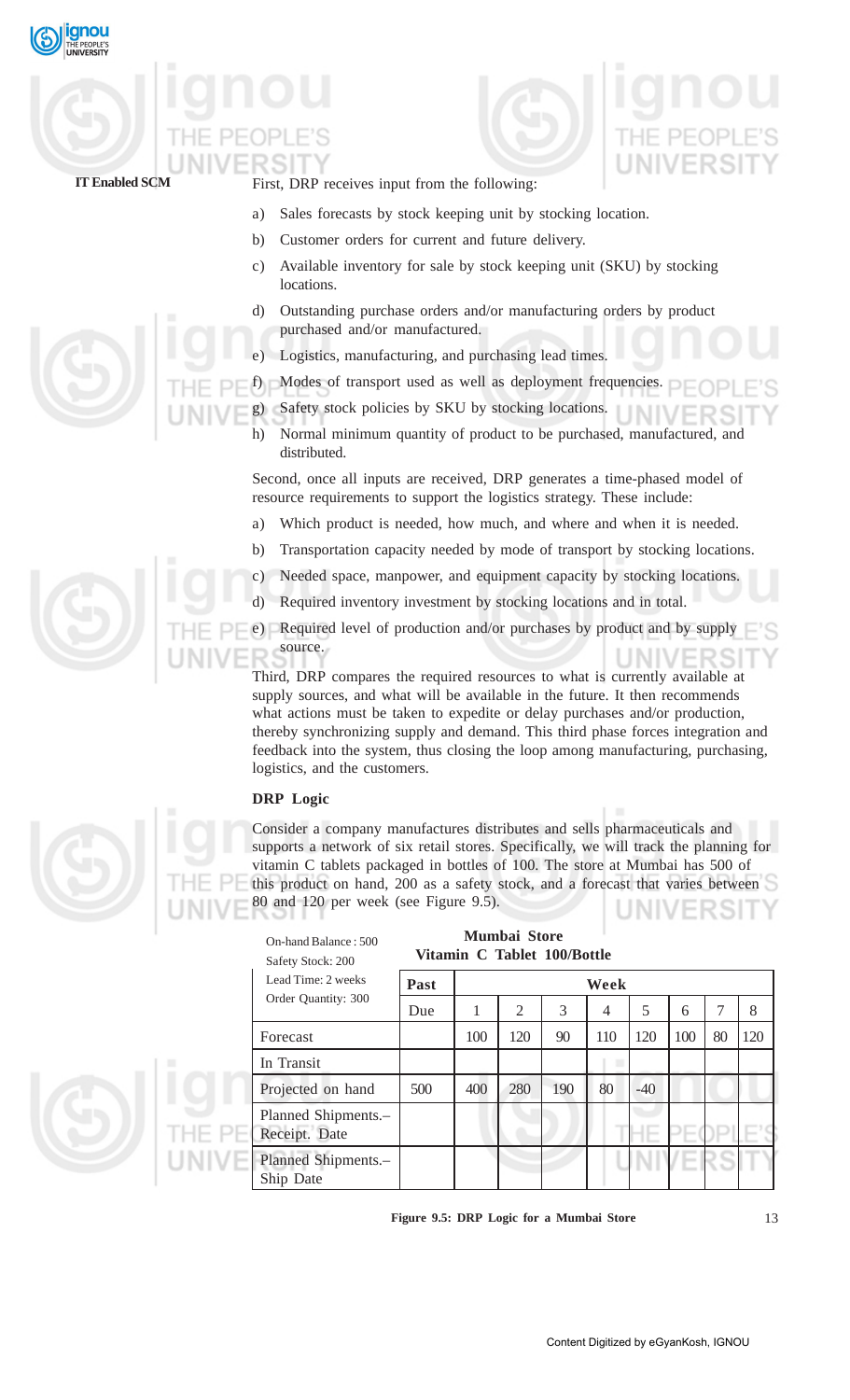First, DRP receives input from the following:

a) Sales forecasts by stock keeping unit by stocking location.

b) Customer orders for current and future delivery.

c) Available inventory for sale by stock keeping unit (SKU) by stocking locations.

d) Outstanding purchase orders and/or manufacturing orders by product purchased and/or manufactured.

e) Logistics, manufacturing, and purchasing lead times.

f) Modes of transport used as well as deployment frequencies.

g) Safety stock policies by SKU by stocking locations.

h) Normal minimum quantity of product to be purchased, manufactured, and distributed.

Second, once all inputs are received, DRP generates a time-phased model of resource requirements to support the logistics strategy. These include:

a) Which product is needed, how much, and where and when it is needed.

b) Transportation capacity needed by mode of transport by stocking locations.

c) Needed space, manpower, and equipment capacity by stocking locations.

d) Required inventory investment by stocking locations and in total.

e) Required level of production and/or purchases by product and by supply source.

Third, DRP compares the required resources to what is currently available at supply sources, and what will be available in the future. It then recommends what actions must be taken to expedite or delay purchases and/or production, thereby synchronizing supply and demand. This third phase forces integration and feedback into the system, thus closing the loop among manufacturing, purchasing, logistics, and the customers.

### DRP Logic

Consider a company manufactures distributes and sells pharmaceuticals and supports a network of six retail stores. Specifically, we will track the planning for vitamin C tablets packaged in bottles of 100. The store at Mumbai has 500 of this product on hand, 200 as a safety stock, and a forecast that varies between 80 and 120 per week (see Figure 9.5).

On-hand Balance : 500
Safety Stock: 200
Lead Time: 2 weeks
Order Quantity: 300

**Mumbai Store**
**Vitamin C Tablet 100/Bottle**

| | Past | Week | | | | | | | |
|---|---|---|---|---|---|---|---|---|---|
| | Due | 1 | 2 | 3 | 4 | 5 | 6 | 7 | 8 |
| Forecast | | 100 | 120 | 90 | 110 | 120 | 100 | 80 | 120 |
| In Transit | | | | | | | | | |
| Projected on hand | 500 | 400 | 280 | 190 | 80 | -40 | | | |
| Planned Shipments.– Receipt. Date | | | | | | | | | |
| Planned Shipments.– Ship Date | | | | | | | | | |

**Figure 9.5: DRP Logic for a Mumbai Store**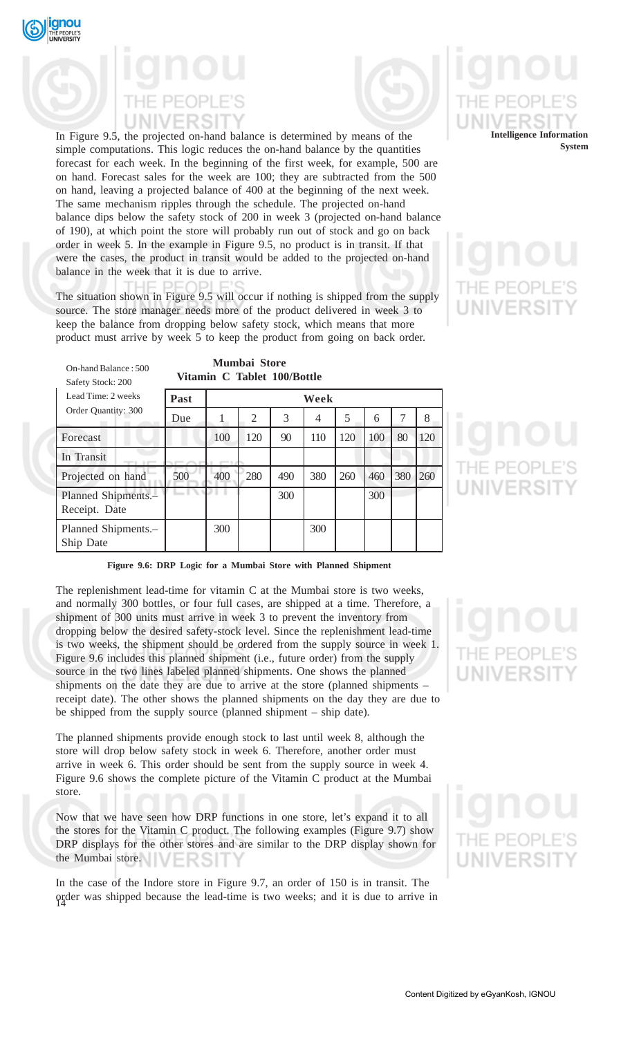In Figure 9.5, the projected on-hand balance is determined by means of the simple computations. This logic reduces the on-hand balance by the quantities forecast for each week. In the beginning of the first week, for example, 500 are on hand. Forecast sales for the week are 100; they are subtracted from the 500 on hand, leaving a projected balance of 400 at the beginning of the next week. The same mechanism ripples through the schedule. The projected on-hand balance dips below the safety stock of 200 in week 3 (projected on-hand balance of 190), at which point the store will probably run out of stock and go on back order in week 5. In the example in Figure 9.5, no product is in transit. If that were the cases, the product in transit would be added to the projected on-hand balance in the week that it is due to arrive.

The situation shown in Figure 9.5 will occur if nothing is shipped from the supply source. The store manager needs more of the product delivered in week 3 to keep the balance from dropping below safety stock, which means that more product must arrive by week 5 to keep the product from going on back order.

On-hand Balance : 500
Safety Stock: 200
Lead Time: 2 weeks
Order Quantity: 300

**Mumbai Store**
**Vitamin C Tablet 100/Bottle**

| | Past | Week | | | | | | | |
|---|---|---|---|---|---|---|---|---|---|
| | Due | 1 | 2 | 3 | 4 | 5 | 6 | 7 | 8 |
| Forecast | | 100 | 120 | 90 | 110 | 120 | 100 | 80 | 120 |
| In Transit | | | | | | | | | |
| Projected on hand | 500 | 400 | 280 | 490 | 380 | 260 | 460 | 380 | 260 |
| Planned Shipments.– Receipt. Date | | | | 300 | | | 300 | | |
| Planned Shipments.– Ship Date | | 300 | | | 300 | | | | |

**Figure 9.6: DRP Logic for a Mumbai Store with Planned Shipment**

The replenishment lead-time for vitamin C at the Mumbai store is two weeks, and normally 300 bottles, or four full cases, are shipped at a time. Therefore, a shipment of 300 units must arrive in week 3 to prevent the inventory from dropping below the desired safety-stock level. Since the replenishment lead-time is two weeks, the shipment should be ordered from the supply source in week 1. Figure 9.6 includes this planned shipment (i.e., future order) from the supply source in the two lines labeled planned shipments. One shows the planned shipments on the date they are due to arrive at the store (planned shipments – receipt date). The other shows the planned shipments on the day they are due to be shipped from the supply source (planned shipment – ship date).

The planned shipments provide enough stock to last until week 8, although the store will drop below safety stock in week 6. Therefore, another order must arrive in week 6. This order should be sent from the supply source in week 4. Figure 9.6 shows the complete picture of the Vitamin C product at the Mumbai store.

Now that we have seen how DRP functions in one store, let's expand it to all the stores for the Vitamin C product. The following examples (Figure 9.7) show DRP displays for the other stores and are similar to the DRP display shown for the Mumbai store.

In the case of the Indore store in Figure 9.7, an order of 150 is in transit. The order was shipped because the lead-time is two weeks; and it is due to arrive in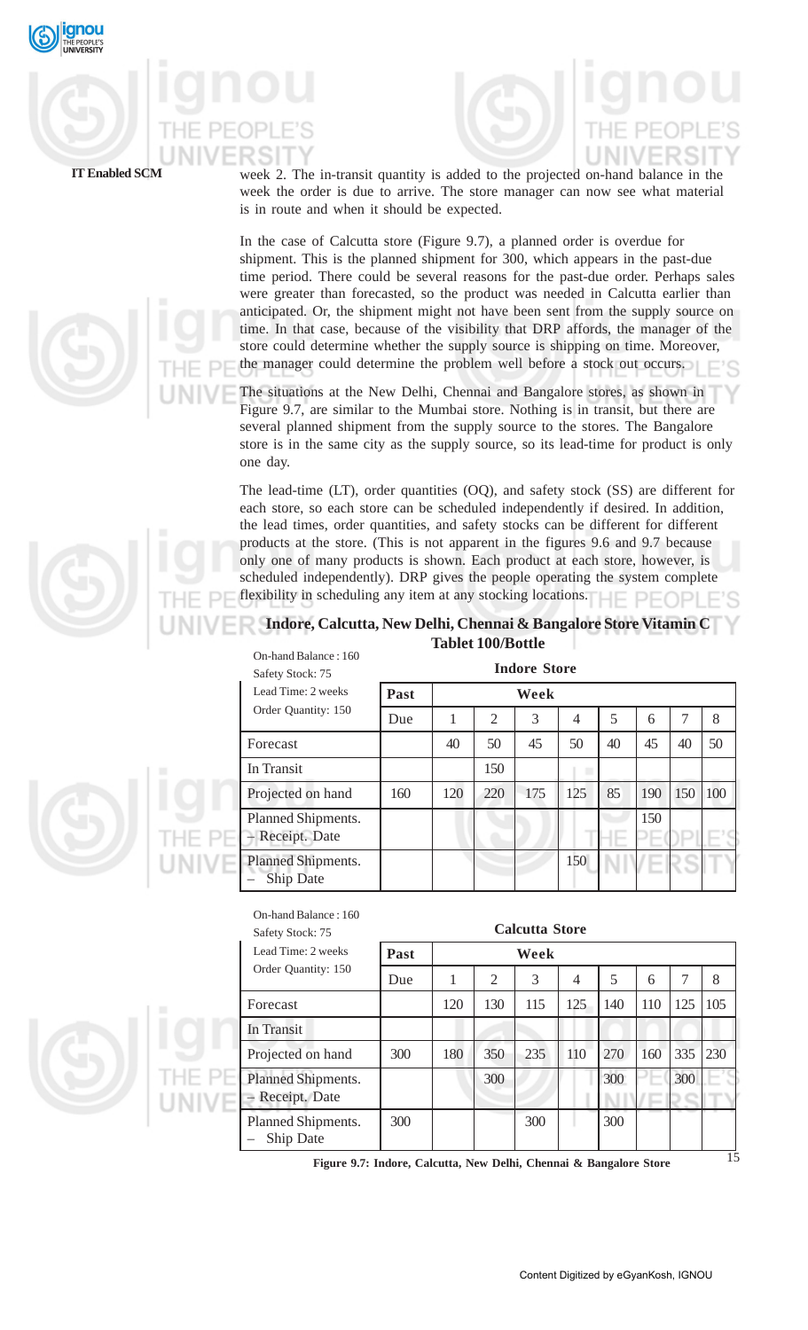week 2. The in-transit quantity is added to the projected on-hand balance in the week the order is due to arrive. The store manager can now see what material is in route and when it should be expected.

In the case of Calcutta store (Figure 9.7), a planned order is overdue for shipment. This is the planned shipment for 300, which appears in the past-due time period. There could be several reasons for the past-due order. Perhaps sales were greater than forecasted, so the product was needed in Calcutta earlier than anticipated. Or, the shipment might not have been sent from the supply source on time. In that case, because of the visibility that DRP affords, the manager of the store could determine whether the supply source is shipping on time. Moreover, the manager could determine the problem well before a stock out occurs.

The situations at the New Delhi, Chennai and Bangalore stores, as shown in Figure 9.7, are similar to the Mumbai store. Nothing is in transit, but there are several planned shipment from the supply source to the stores. The Bangalore store is in the same city as the supply source, so its lead-time for product is only one day.

The lead-time (LT), order quantities (OQ), and safety stock (SS) are different for each store, so each store can be scheduled independently if desired. In addition, the lead times, order quantities, and safety stocks can be different for different products at the store. (This is not apparent in the figures 9.6 and 9.7 because only one of many products is shown. Each product at each store, however, is scheduled independently). DRP gives the people operating the system complete flexibility in scheduling any item at any stocking locations.

**Indore, Calcutta, New Delhi, Chennai & Bangalore Store Vitamin C Tablet 100/Bottle**

On-hand Balance : 160
Safety Stock: 75

**Indore Store**

| Lead Time: 2 weeks<br>Order Quantity: 150 | Past | Week | | | | | | | |
|---|---|---|---|---|---|---|---|---|---|
| | Due | 1 | 2 | 3 | 4 | 5 | 6 | 7 | 8 |
| Forecast | | 40 | 50 | 45 | 50 | 40 | 45 | 40 | 50 |
| In Transit | | | 150 | | | | | | |
| Projected on hand | 160 | 120 | 220 | 175 | 125 | 85 | 190 | 150 | 100 |
| Planned Shipments. – Receipt. Date | | | | | | | 150 | | |
| Planned Shipments. – Ship Date | | | | | 150 | | | | |

On-hand Balance : 160
Safety Stock: 75

**Calcutta Store**

| Lead Time: 2 weeks<br>Order Quantity: 150 | Past | Week | | | | | | | |
|---|---|---|---|---|---|---|---|---|---|
| | Due | 1 | 2 | 3 | 4 | 5 | 6 | 7 | 8 |
| Forecast | | 120 | 130 | 115 | 125 | 140 | 110 | 125 | 105 |
| In Transit | | | | | | | | | |
| Projected on hand | 300 | 180 | 350 | 235 | 110 | 270 | 160 | 335 | 230 |
| Planned Shipments. – Receipt. Date | | | 300 | | | 300 | | 300 | |
| Planned Shipments. – Ship Date | 300 | | | 300 | | 300 | | | |

**Figure 9.7: Indore, Calcutta, New Delhi, Chennai & Bangalore Store**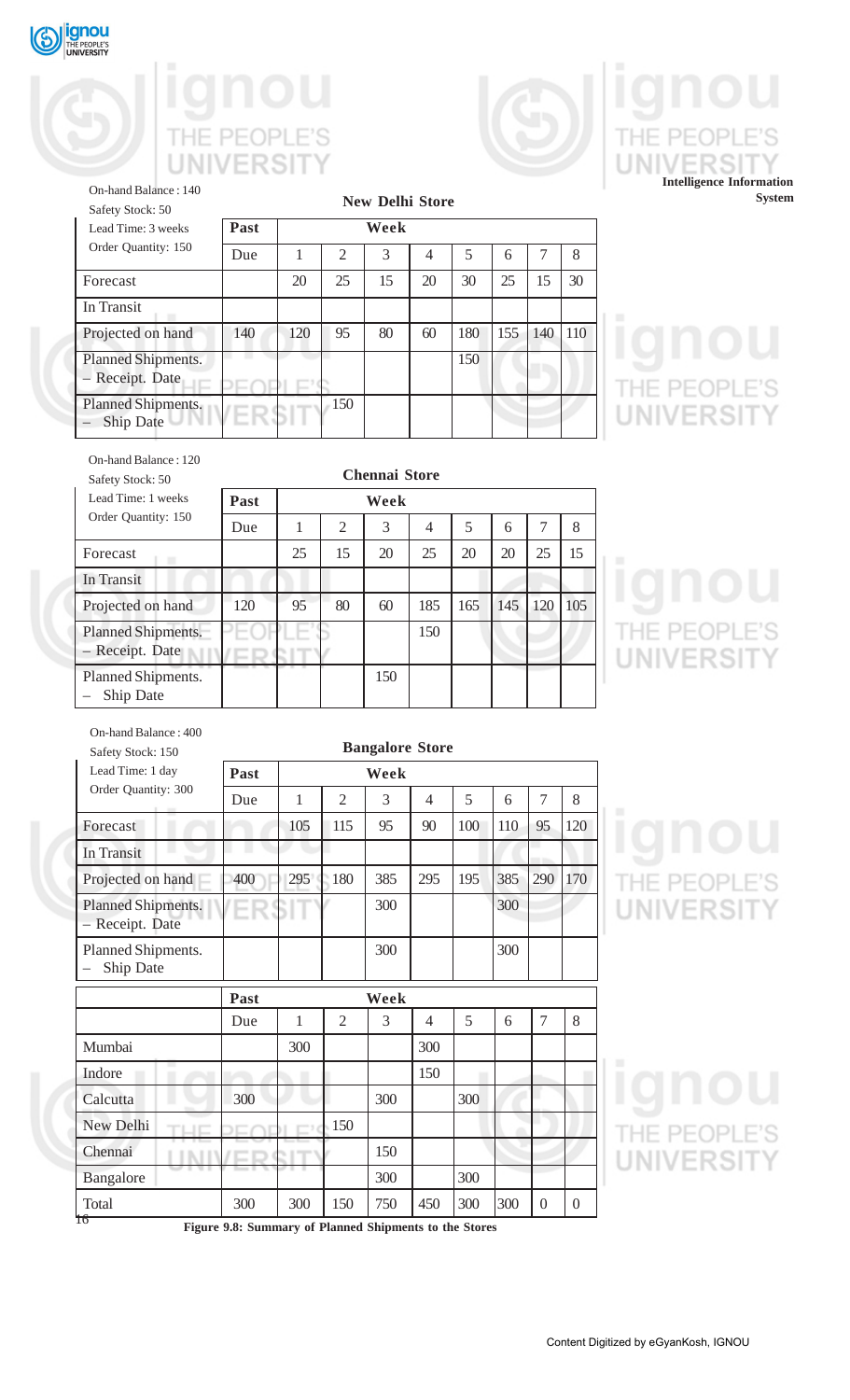On-hand Balance : 140
Safety Stock: 50
Lead Time: 3 weeks
Order Quantity: 150

**New Delhi Store**

| | Past | Week | | | | | | | |
|---|---|---|---|---|---|---|---|---|---|
| | Due | 1 | 2 | 3 | 4 | 5 | 6 | 7 | 8 |
| Forecast | | 20 | 25 | 15 | 20 | 30 | 25 | 15 | 30 |
| In Transit | | | | | | | | | |
| Projected on hand | 140 | 120 | 95 | 80 | 60 | 180 | 155 | 140 | 110 |
| Planned Shipments. – Receipt. Date | | | | | | 150 | | | |
| Planned Shipments. – Ship Date | | | 150 | | | | | | |

On-hand Balance : 120
Safety Stock: 50
Lead Time: 1 weeks
Order Quantity: 150

**Chennai Store**

| | Past | Week | | | | | | | |
|---|---|---|---|---|---|---|---|---|---|
| | Due | 1 | 2 | 3 | 4 | 5 | 6 | 7 | 8 |
| Forecast | | 25 | 15 | 20 | 25 | 20 | 20 | 25 | 15 |
| In Transit | | | | | | | | | |
| Projected on hand | 120 | 95 | 80 | 60 | 185 | 165 | 145 | 120 | 105 |
| Planned Shipments. – Receipt. Date | | | | | 150 | | | | |
| Planned Shipments. – Ship Date | | | | 150 | | | | | |

On-hand Balance : 400
Safety Stock: 150
Lead Time: 1 day
Order Quantity: 300

**Bangalore Store**

| | Past | Week | | | | | | | |
|---|---|---|---|---|---|---|---|---|---|
| | Due | 1 | 2 | 3 | 4 | 5 | 6 | 7 | 8 |
| Forecast | | 105 | 115 | 95 | 90 | 100 | 110 | 95 | 120 |
| In Transit | | | | | | | | | |
| Projected on hand | 400 | 295 | 180 | 385 | 295 | 195 | 385 | 290 | 170 |
| Planned Shipments. – Receipt. Date | | | | 300 | | | 300 | | |
| Planned Shipments. – Ship Date | | | | 300 | | | 300 | | |

| | Past | Week | | | | | | | |
|---|---|---|---|---|---|---|---|---|---|
| | Due | 1 | 2 | 3 | 4 | 5 | 6 | 7 | 8 |
| Mumbai | | 300 | | | 300 | | | | |
| Indore | | | | | 150 | | | | |
| Calcutta | 300 | | | 300 | | 300 | | | |
| New Delhi | | | 150 | | | | | | |
| Chennai | | | | 150 | | | | | |
| Bangalore | | | | 300 | | 300 | | | |
| Total | 300 | 300 | 150 | 750 | 450 | 300 | 300 | 0 | 0 |

**Figure 9.8: Summary of Planned Shipments to the Stores**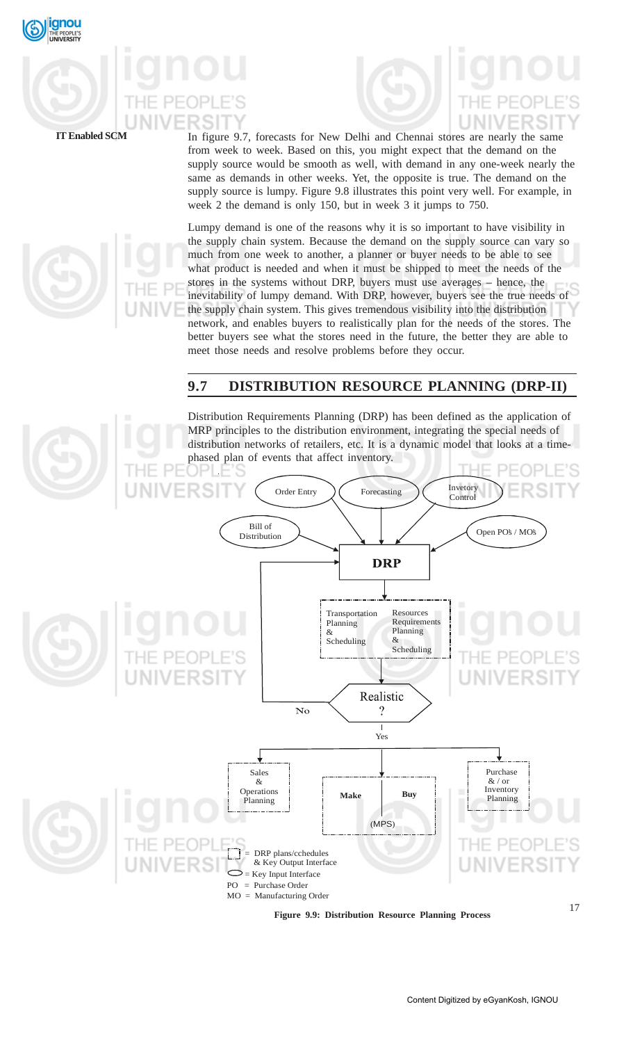In figure 9.7, forecasts for New Delhi and Chennai stores are nearly the same from week to week. Based on this, you might expect that the demand on the supply source would be smooth as well, with demand in any one-week nearly the same as demands in other weeks. Yet, the opposite is true. The demand on the supply source is lumpy. Figure 9.8 illustrates this point very well. For example, in week 2 the demand is only 150, but in week 3 it jumps to 750.

Lumpy demand is one of the reasons why it is so important to have visibility in the supply chain system. Because the demand on the supply source can vary so much from one week to another, a planner or buyer needs to be able to see what product is needed and when it must be shipped to meet the needs of the stores in the systems without DRP, buyers must use averages – hence, the inevitability of lumpy demand. With DRP, however, buyers see the true needs of the supply chain system. This gives tremendous visibility into the distribution network, and enables buyers to realistically plan for the needs of the stores. The better buyers see what the stores need in the future, the better they are able to meet those needs and resolve problems before they occur.

## 9.7 DISTRIBUTION RESOURCE PLANNING (DRP-II)

Distribution Requirements Planning (DRP) has been defined as the application of MRP principles to the distribution environment, integrating the special needs of distribution networks of retailers, etc. It is a dynamic model that looks at a time-phased plan of events that affect inventory.

Order Entry → DRP; Forecasting → DRP; Invetory Control → DRP; Bill of Distribution → DRP; Open POs / MOs → DRP

DRP → Transportation Planning & Scheduling / Resources Requirements Planning & Scheduling → Realistic ?

No → DRP

Yes → Sales & Operations Planning; Make / Buy (MPS); Purchase & / or Inventory Planning

[dashed box] = DRP plans/cchedules & Key Output Interface
[oval] = Key Input Interface
PO = Purchase Order
MO = Manufacturing Order

**Figure 9.9: Distribution Resource Planning Process**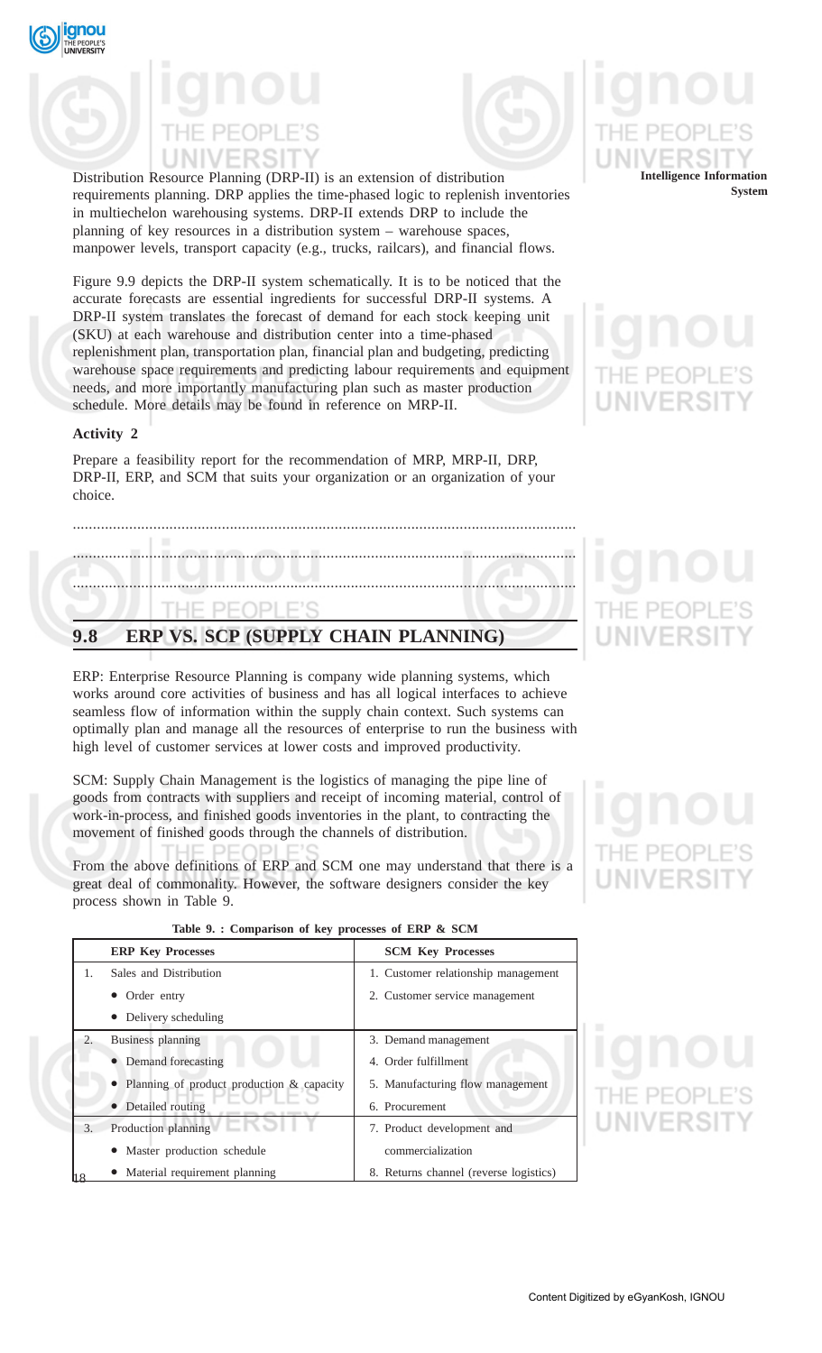Distribution Resource Planning (DRP-II) is an extension of distribution requirements planning. DRP applies the time-phased logic to replenish inventories in multiechelon warehousing systems. DRP-II extends DRP to include the planning of key resources in a distribution system – warehouse spaces, manpower levels, transport capacity (e.g., trucks, railcars), and financial flows.

Figure 9.9 depicts the DRP-II system schematically. It is to be noticed that the accurate forecasts are essential ingredients for successful DRP-II systems. A DRP-II system translates the forecast of demand for each stock keeping unit (SKU) at each warehouse and distribution center into a time-phased replenishment plan, transportation plan, financial plan and budgeting, predicting warehouse space requirements and predicting labour requirements and equipment needs, and more importantly manufacturing plan such as master production schedule. More details may be found in reference on MRP-II.

**Activity 2**

Prepare a feasibility report for the recommendation of MRP, MRP-II, DRP, DRP-II, ERP, and SCM that suits your organization or an organization of your choice.

.............................................................................................................................

.............................................................................................................................

.............................................................................................................................

## 9.8 ERP VS. SCP (SUPPLY CHAIN PLANNING)

ERP: Enterprise Resource Planning is company wide planning systems, which works around core activities of business and has all logical interfaces to achieve seamless flow of information within the supply chain context. Such systems can optimally plan and manage all the resources of enterprise to run the business with high level of customer services at lower costs and improved productivity.

SCM: Supply Chain Management is the logistics of managing the pipe line of goods from contracts with suppliers and receipt of incoming material, control of work-in-process, and finished goods inventories in the plant, to contracting the movement of finished goods through the channels of distribution.

From the above definitions of ERP and SCM one may understand that there is a great deal of commonality. However, the software designers consider the key process shown in Table 9.

**Table 9. : Comparison of key processes of ERP & SCM**

| ERP Key Processes | SCM Key Processes |
|---|---|
| 1. Sales and Distribution | 1. Customer relationship management |
| • Order entry | 2. Customer service management |
| • Delivery scheduling | |
| 2. Business planning | 3. Demand management |
| • Demand forecasting | 4. Order fulfillment |
| • Planning of product production & capacity | 5. Manufacturing flow management |
| • Detailed routing | 6. Procurement |
| 3. Production planning | 7. Product development and |
| • Master production schedule | commercialization |
| • Material requirement planning | 8. Returns channel (reverse logistics) |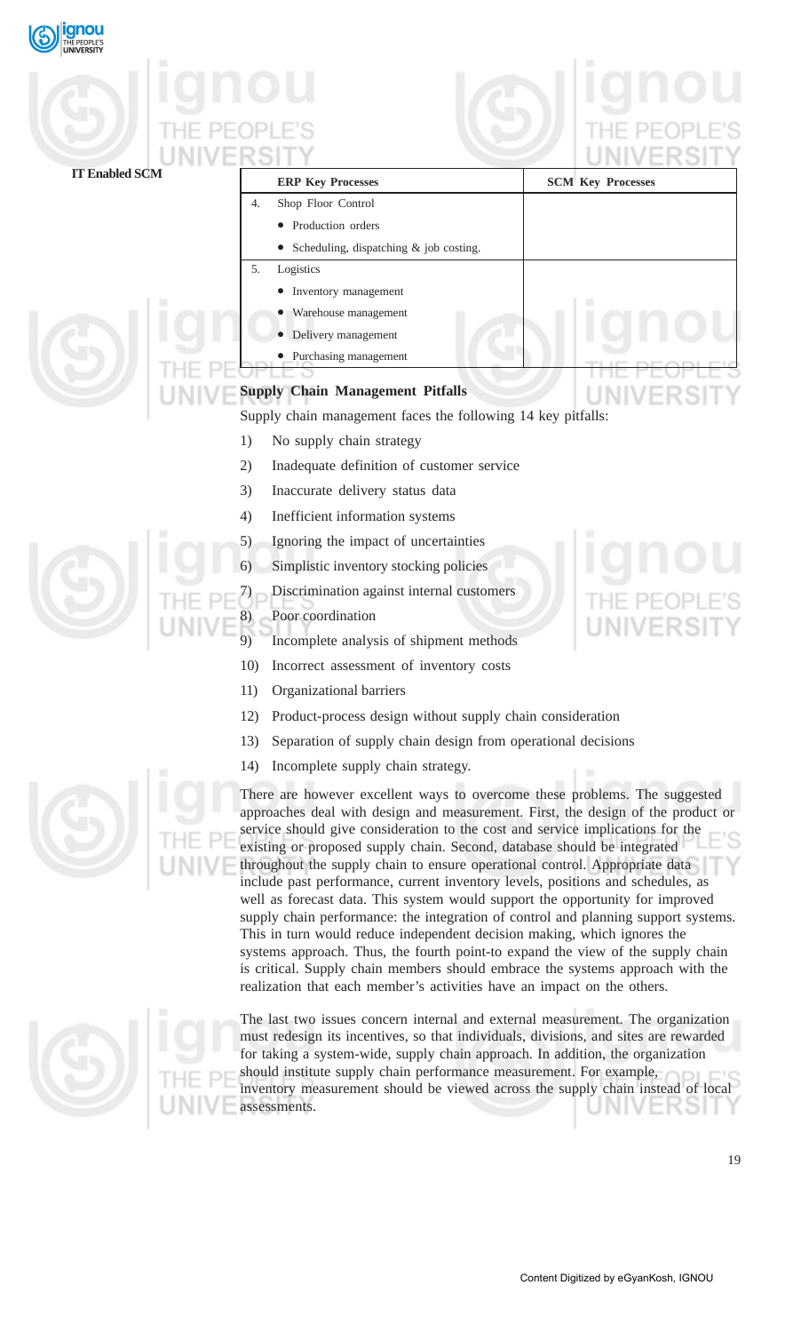| ERP Key Processes | SCM Key Processes |
|---|---|
| 4. Shop Floor Control<br>• Production orders<br>• Scheduling, dispatching & job costing. | |
| 5. Logistics<br>• Inventory management<br>• Warehouse management<br>• Delivery management<br>• Purchasing management | |

**Supply Chain Management Pitfalls**

Supply chain management faces the following 14 key pitfalls:

1) No supply chain strategy
2) Inadequate definition of customer service
3) Inaccurate delivery status data
4) Inefficient information systems
5) Ignoring the impact of uncertainties
6) Simplistic inventory stocking policies
7) Discrimination against internal customers
8) Poor coordination
9) Incomplete analysis of shipment methods
10) Incorrect assessment of inventory costs
11) Organizational barriers
12) Product-process design without supply chain consideration
13) Separation of supply chain design from operational decisions
14) Incomplete supply chain strategy.

There are however excellent ways to overcome these problems. The suggested approaches deal with design and measurement. First, the design of the product or service should give consideration to the cost and service implications for the existing or proposed supply chain. Second, database should be integrated throughout the supply chain to ensure operational control. Appropriate data include past performance, current inventory levels, positions and schedules, as well as forecast data. This system would support the opportunity for improved supply chain performance: the integration of control and planning support systems. This in turn would reduce independent decision making, which ignores the systems approach. Thus, the fourth point-to expand the view of the supply chain is critical. Supply chain members should embrace the systems approach with the realization that each member's activities have an impact on the others.

The last two issues concern internal and external measurement. The organization must redesign its incentives, so that individuals, divisions, and sites are rewarded for taking a system-wide, supply chain approach. In addition, the organization should institute supply chain performance measurement. For example, inventory measurement should be viewed across the supply chain instead of local assessments.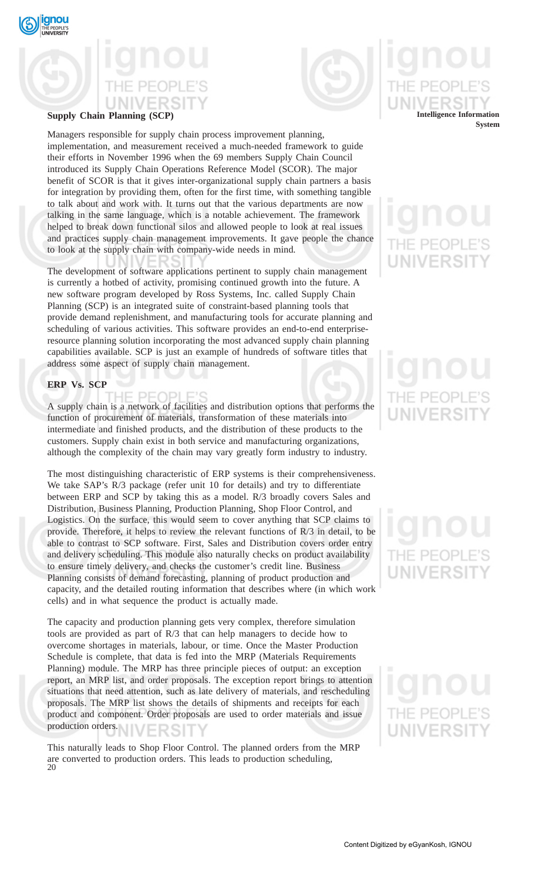**Supply Chain Planning (SCP)**

Managers responsible for supply chain process improvement planning, implementation, and measurement received a much-needed framework to guide their efforts in November 1996 when the 69 members Supply Chain Council introduced its Supply Chain Operations Reference Model (SCOR). The major benefit of SCOR is that it gives inter-organizational supply chain partners a basis for integration by providing them, often for the first time, with something tangible to talk about and work with. It turns out that the various departments are now talking in the same language, which is a notable achievement. The framework helped to break down functional silos and allowed people to look at real issues and practices supply chain management improvements. It gave people the chance to look at the supply chain with company-wide needs in mind.

The development of software applications pertinent to supply chain management is currently a hotbed of activity, promising continued growth into the future. A new software program developed by Ross Systems, Inc. called Supply Chain Planning (SCP) is an integrated suite of constraint-based planning tools that provide demand replenishment, and manufacturing tools for accurate planning and scheduling of various activities. This software provides an end-to-end enterprise-resource planning solution incorporating the most advanced supply chain planning capabilities available. SCP is just an example of hundreds of software titles that address some aspect of supply chain management.

**ERP Vs. SCP**

A supply chain is a network of facilities and distribution options that performs the function of procurement of materials, transformation of these materials into intermediate and finished products, and the distribution of these products to the customers. Supply chain exist in both service and manufacturing organizations, although the complexity of the chain may vary greatly form industry to industry.

The most distinguishing characteristic of ERP systems is their comprehensiveness. We take SAP's R/3 package (refer unit 10 for details) and try to differentiate between ERP and SCP by taking this as a model. R/3 broadly covers Sales and Distribution, Business Planning, Production Planning, Shop Floor Control, and Logistics. On the surface, this would seem to cover anything that SCP claims to provide. Therefore, it helps to review the relevant functions of R/3 in detail, to be able to contrast to SCP software. First, Sales and Distribution covers order entry and delivery scheduling. This module also naturally checks on product availability to ensure timely delivery, and checks the customer's credit line. Business Planning consists of demand forecasting, planning of product production and capacity, and the detailed routing information that describes where (in which work cells) and in what sequence the product is actually made.

The capacity and production planning gets very complex, therefore simulation tools are provided as part of R/3 that can help managers to decide how to overcome shortages in materials, labour, or time. Once the Master Production Schedule is complete, that data is fed into the MRP (Materials Requirements Planning) module. The MRP has three principle pieces of output: an exception report, an MRP list, and order proposals. The exception report brings to attention situations that need attention, such as late delivery of materials, and rescheduling proposals. The MRP list shows the details of shipments and receipts for each product and component. Order proposals are used to order materials and issue production orders.

This naturally leads to Shop Floor Control. The planned orders from the MRP are converted to production orders. This leads to production scheduling,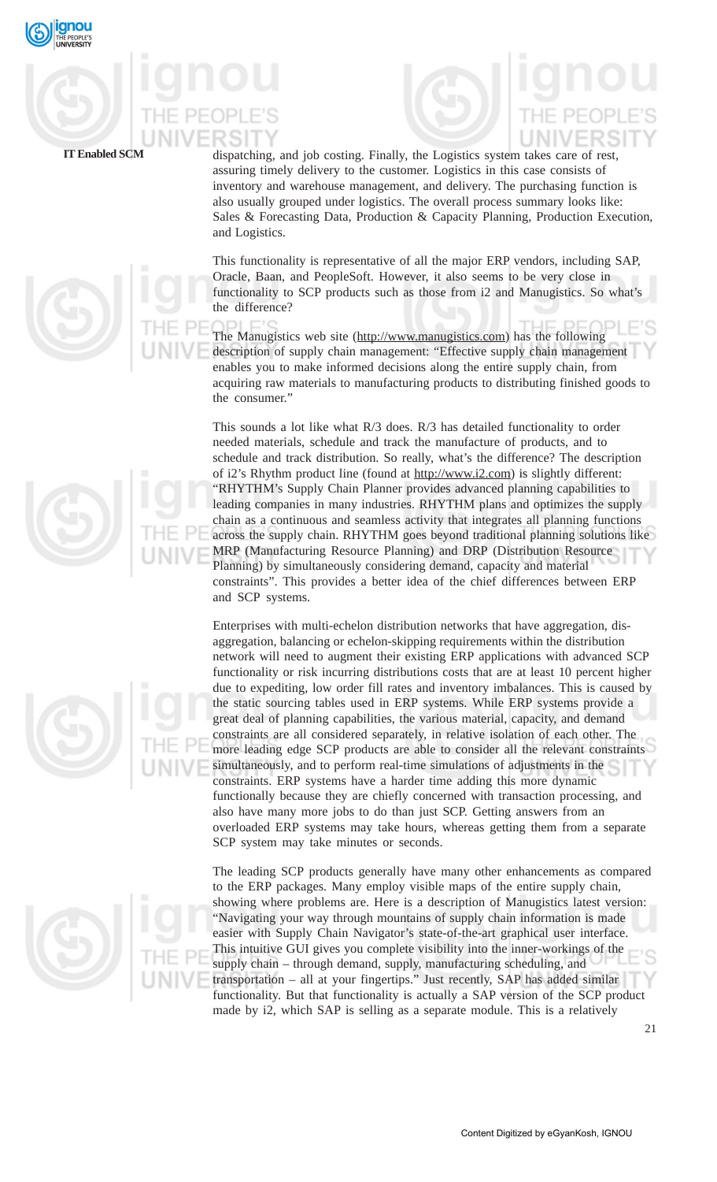dispatching, and job costing. Finally, the Logistics system takes care of rest, assuring timely delivery to the customer. Logistics in this case consists of inventory and warehouse management, and delivery. The purchasing function is also usually grouped under logistics. The overall process summary looks like: Sales & Forecasting Data, Production & Capacity Planning, Production Execution, and Logistics.

This functionality is representative of all the major ERP vendors, including SAP, Oracle, Baan, and PeopleSoft. However, it also seems to be very close in functionality to SCP products such as those from i2 and Manugistics. So what's the difference?

The Manugistics web site (http://www.manugistics.com) has the following description of supply chain management: "Effective supply chain management enables you to make informed decisions along the entire supply chain, from acquiring raw materials to manufacturing products to distributing finished goods to the consumer."

This sounds a lot like what R/3 does. R/3 has detailed functionality to order needed materials, schedule and track the manufacture of products, and to schedule and track distribution. So really, what's the difference? The description of i2's Rhythm product line (found at http://www.i2.com) is slightly different: "RHYTHM's Supply Chain Planner provides advanced planning capabilities to leading companies in many industries. RHYTHM plans and optimizes the supply chain as a continuous and seamless activity that integrates all planning functions across the supply chain. RHYTHM goes beyond traditional planning solutions like MRP (Manufacturing Resource Planning) and DRP (Distribution Resource Planning) by simultaneously considering demand, capacity and material constraints". This provides a better idea of the chief differences between ERP and SCP systems.

Enterprises with multi-echelon distribution networks that have aggregation, dis-aggregation, balancing or echelon-skipping requirements within the distribution network will need to augment their existing ERP applications with advanced SCP functionality or risk incurring distributions costs that are at least 10 percent higher due to expediting, low order fill rates and inventory imbalances. This is caused by the static sourcing tables used in ERP systems. While ERP systems provide a great deal of planning capabilities, the various material, capacity, and demand constraints are all considered separately, in relative isolation of each other. The more leading edge SCP products are able to consider all the relevant constraints simultaneously, and to perform real-time simulations of adjustments in the constraints. ERP systems have a harder time adding this more dynamic functionally because they are chiefly concerned with transaction processing, and also have many more jobs to do than just SCP. Getting answers from an overloaded ERP systems may take hours, whereas getting them from a separate SCP system may take minutes or seconds.

The leading SCP products generally have many other enhancements as compared to the ERP packages. Many employ visible maps of the entire supply chain, showing where problems are. Here is a description of Manugistics latest version: "Navigating your way through mountains of supply chain information is made easier with Supply Chain Navigator's state-of-the-art graphical user interface. This intuitive GUI gives you complete visibility into the inner-workings of the supply chain – through demand, supply, manufacturing scheduling, and transportation – all at your fingertips." Just recently, SAP has added similar functionality. But that functionality is actually a SAP version of the SCP product made by i2, which SAP is selling as a separate module. This is a relatively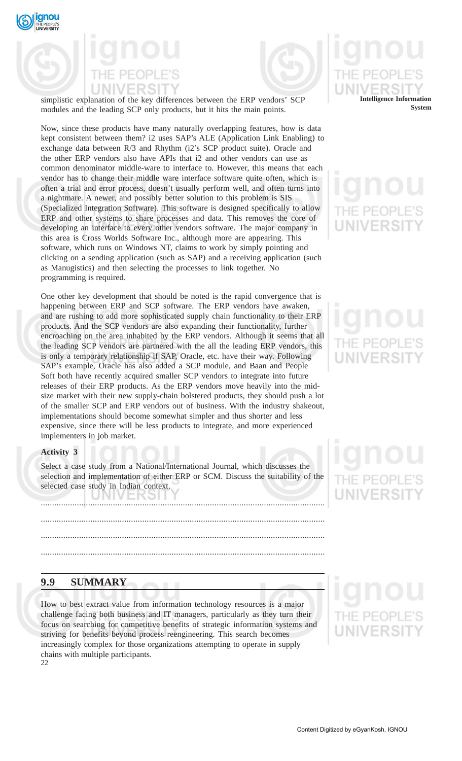simplistic explanation of the key differences between the ERP vendors' SCP modules and the leading SCP only products, but it hits the main points.

Now, since these products have many naturally overlapping features, how is data kept consistent between them? i2 uses SAP's ALE (Application Link Enabling) to exchange data between R/3 and Rhythm (i2's SCP product suite). Oracle and the other ERP vendors also have APIs that i2 and other vendors can use as common denominator middle-ware to interface to. However, this means that each vendor has to change their middle ware interface software quite often, which is often a trial and error process, doesn't usually perform well, and often turns into a nightmare. A newer, and possibly better solution to this problem is SIS (Specialized Integration Software). This software is designed specifically to allow ERP and other systems to share processes and data. This removes the core of developing an interface to every other vendors software. The major company in this area is Cross Worlds Software Inc., although more are appearing. This software, which runs on Windows NT, claims to work by simply pointing and clicking on a sending application (such as SAP) and a receiving application (such as Manugistics) and then selecting the processes to link together. No programming is required.

One other key development that should be noted is the rapid convergence that is happening between ERP and SCP software. The ERP vendors have awaken, and are rushing to add more sophisticated supply chain functionality to their ERP products. And the SCP vendors are also expanding their functionality, further encroaching on the area inhabited by the ERP vendors. Although it seems that all the leading SCP vendors are partnered with the all the leading ERP vendors, this is only a temporary relationship if SAP, Oracle, etc. have their way. Following SAP's example, Oracle has also added a SCP module, and Baan and People Soft both have recently acquired smaller SCP vendors to integrate into future releases of their ERP products. As the ERP vendors move heavily into the mid-size market with their new supply-chain bolstered products, they should push a lot of the smaller SCP and ERP vendors out of business. With the industry shakeout, implementations should become somewhat simpler and thus shorter and less expensive, since there will be less products to integrate, and more experienced implementers in job market.

**Activity 3**

Select a case study from a National/International Journal, which discusses the selection and implementation of either ERP or SCM. Discuss the suitability of the selected case study in Indian context.

.............................................................................................................................

.............................................................................................................................

.............................................................................................................................

.............................................................................................................................

## 9.9 SUMMARY

How to best extract value from information technology resources is a major challenge facing both business and IT managers, particularly as they turn their focus on searching for competitive benefits of strategic information systems and striving for benefits beyond process reengineering. This search becomes increasingly complex for those organizations attempting to operate in supply chains with multiple participants.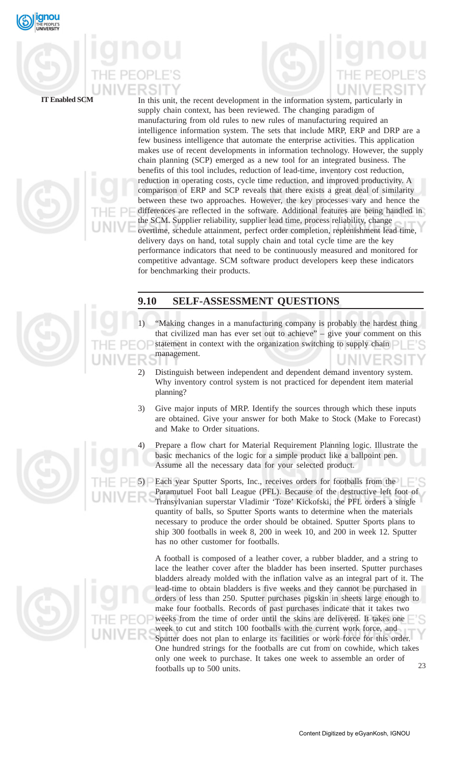In this unit, the recent development in the information system, particularly in supply chain context, has been reviewed. The changing paradigm of manufacturing from old rules to new rules of manufacturing required an intelligence information system. The sets that include MRP, ERP and DRP are a few business intelligence that automate the enterprise activities. This application makes use of recent developments in information technology. However, the supply chain planning (SCP) emerged as a new tool for an integrated business. The benefits of this tool includes, reduction of lead-time, inventory cost reduction, reduction in operating costs, cycle time reduction, and improved productivity. A comparison of ERP and SCP reveals that there exists a great deal of similarity between these two approaches. However, the key processes vary and hence the differences are reflected in the software. Additional features are being handled in the SCM. Supplier reliability, supplier lead time, process reliability, change overtime, schedule attainment, perfect order completion, replenishment lead time, delivery days on hand, total supply chain and total cycle time are the key performance indicators that need to be continuously measured and monitored for competitive advantage. SCM software product developers keep these indicators for benchmarking their products.

## 9.10 SELF-ASSESSMENT QUESTIONS

1) "Making changes in a manufacturing company is probably the hardest thing that civilized man has ever set out to achieve" – give your comment on this statement in context with the organization switching to supply chain management.

2) Distinguish between independent and dependent demand inventory system. Why inventory control system is not practiced for dependent item material planning?

3) Give major inputs of MRP. Identify the sources through which these inputs are obtained. Give your answer for both Make to Stock (Make to Forecast) and Make to Order situations.

4) Prepare a flow chart for Material Requirement Planning logic. Illustrate the basic mechanics of the logic for a simple product like a ballpoint pen. Assume all the necessary data for your selected product.

5) Each year Sputter Sports, Inc., receives orders for footballs from the Paramutuel Foot ball League (PFL). Because of the destructive left foot of Transylvanian superstar Vladimir 'Toze' Kickofski, the PFL orders a single quantity of balls, so Sputter Sports wants to determine when the materials necessary to produce the order should be obtained. Sputter Sports plans to ship 300 footballs in week 8, 200 in week 10, and 200 in week 12. Sputter has no other customer for footballs.

   A football is composed of a leather cover, a rubber bladder, and a string to lace the leather cover after the bladder has been inserted. Sputter purchases bladders already molded with the inflation valve as an integral part of it. The lead-time to obtain bladders is five weeks and they cannot be purchased in orders of less than 250. Sputter purchases pigskin in sheets large enough to make four footballs. Records of past purchases indicate that it takes two weeks from the time of order until the skins are delivered. It takes one week to cut and stitch 100 footballs with the current work force, and Sputter does not plan to enlarge its facilities or work force for this order. One hundred strings for the footballs are cut from on cowhide, which takes only one week to purchase. It takes one week to assemble an order of footballs up to 500 units.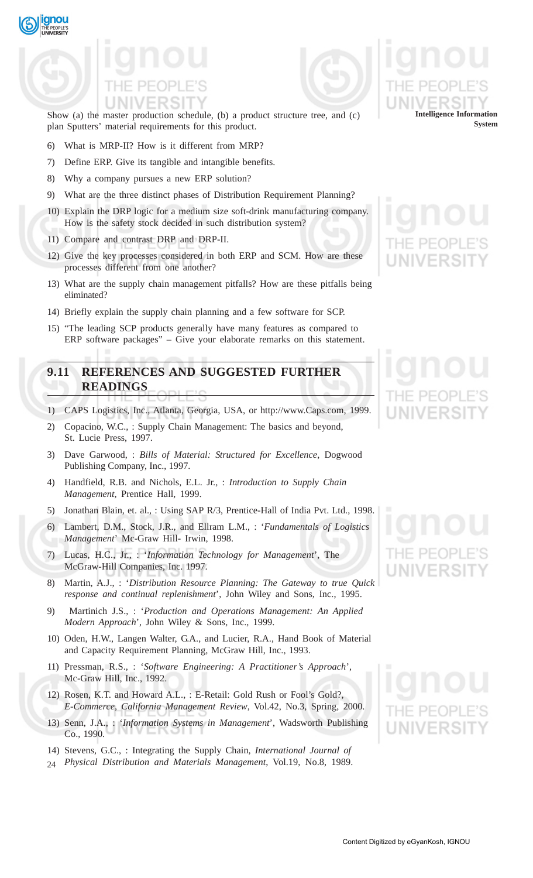Show (a) the master production schedule, (b) a product structure tree, and (c) plan Sputters' material requirements for this product.

6) What is MRP-II? How is it different from MRP?

7) Define ERP. Give its tangible and intangible benefits.

8) Why a company pursues a new ERP solution?

9) What are the three distinct phases of Distribution Requirement Planning?

10) Explain the DRP logic for a medium size soft-drink manufacturing company. How is the safety stock decided in such distribution system?

11) Compare and contrast DRP and DRP-II.

12) Give the key processes considered in both ERP and SCM. How are these processes different from one another?

13) What are the supply chain management pitfalls? How are these pitfalls being eliminated?

14) Briefly explain the supply chain planning and a few software for SCP.

15) "The leading SCP products generally have many features as compared to ERP software packages" – Give your elaborate remarks on this statement.

## 9.11 REFERENCES AND SUGGESTED FURTHER READINGS

1) CAPS Logistics, Inc., Atlanta, Georgia, USA, or http://www.Caps.com, 1999.

2) Copacino, W.C., : Supply Chain Management: The basics and beyond, St. Lucie Press, 1997.

3) Dave Garwood, : *Bills of Material: Structured for Excellence*, Dogwood Publishing Company, Inc., 1997.

4) Handfield, R.B. and Nichols, E.L. Jr., : *Introduction to Supply Chain Management*, Prentice Hall, 1999.

5) Jonathan Blain, et. al., : Using SAP R/3, Prentice-Hall of India Pvt. Ltd., 1998.

6) Lambert, D.M., Stock, J.R., and Ellram L.M., : '*Fundamentals of Logistics Management*' Mc-Graw Hill- Irwin, 1998.

7) Lucas, H.C., Jr., : '*Information Technology for Management*', The McGraw-Hill Companies, Inc. 1997.

8) Martin, A.J., : '*Distribution Resource Planning: The Gateway to true Quick response and continual replenishment*', John Wiley and Sons, Inc., 1995.

9) Martinich J.S., : '*Production and Operations Management: An Applied Modern Approach*', John Wiley & Sons, Inc., 1999.

10) Oden, H.W., Langen Walter, G.A., and Lucier, R.A., Hand Book of Material and Capacity Requirement Planning, McGraw Hill, Inc., 1993.

11) Pressman, R.S., : '*Software Engineering: A Practitioner's Approach*', Mc-Graw Hill, Inc., 1992.

12) Rosen, K.T. and Howard A.L., : E-Retail: Gold Rush or Fool's Gold?, *E-Commerce, California Management Review*, Vol.42, No.3, Spring, 2000.

13) Senn, J.A., : '*Information Systems in Management*', Wadsworth Publishing Co., 1990.

14) Stevens, G.C., : Integrating the Supply Chain, *International Journal of Physical Distribution and Materials Management*, Vol.19, No.8, 1989.